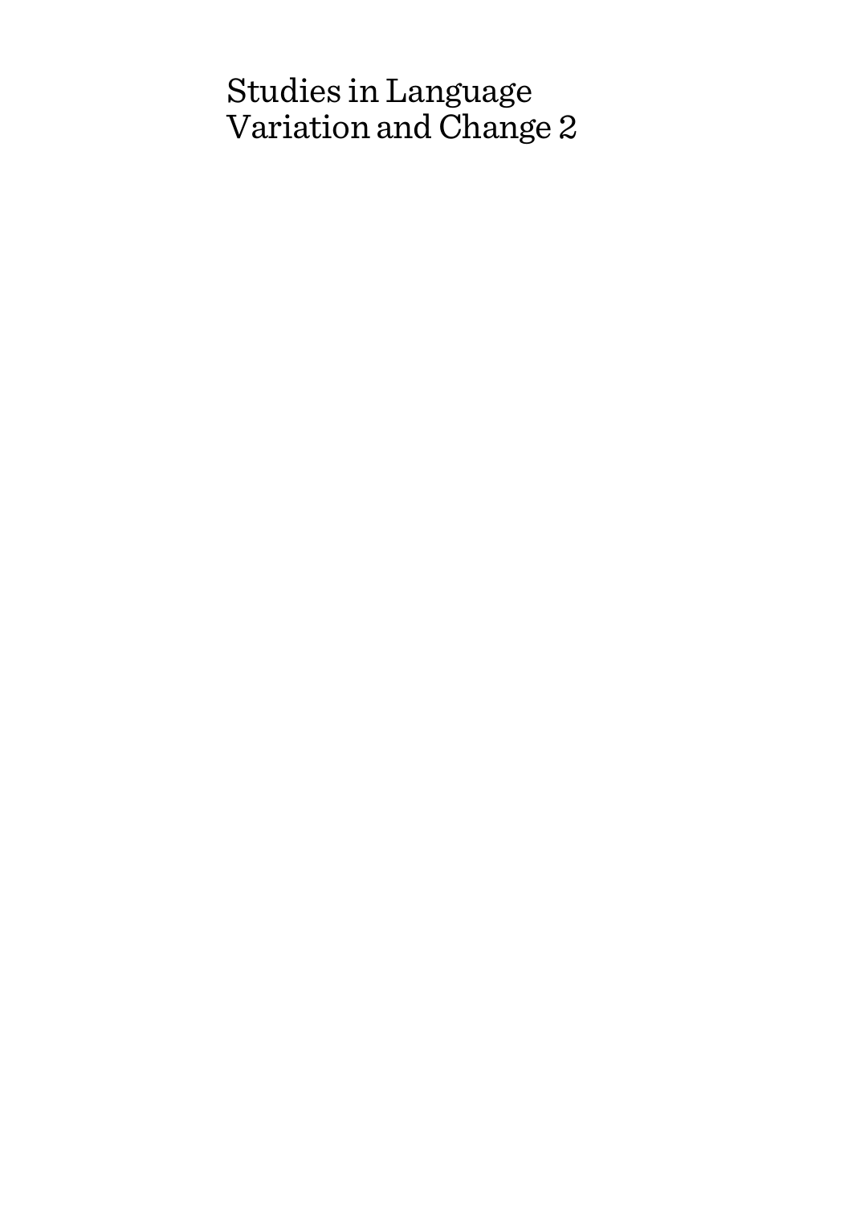# Studies in Language Variation and Change 2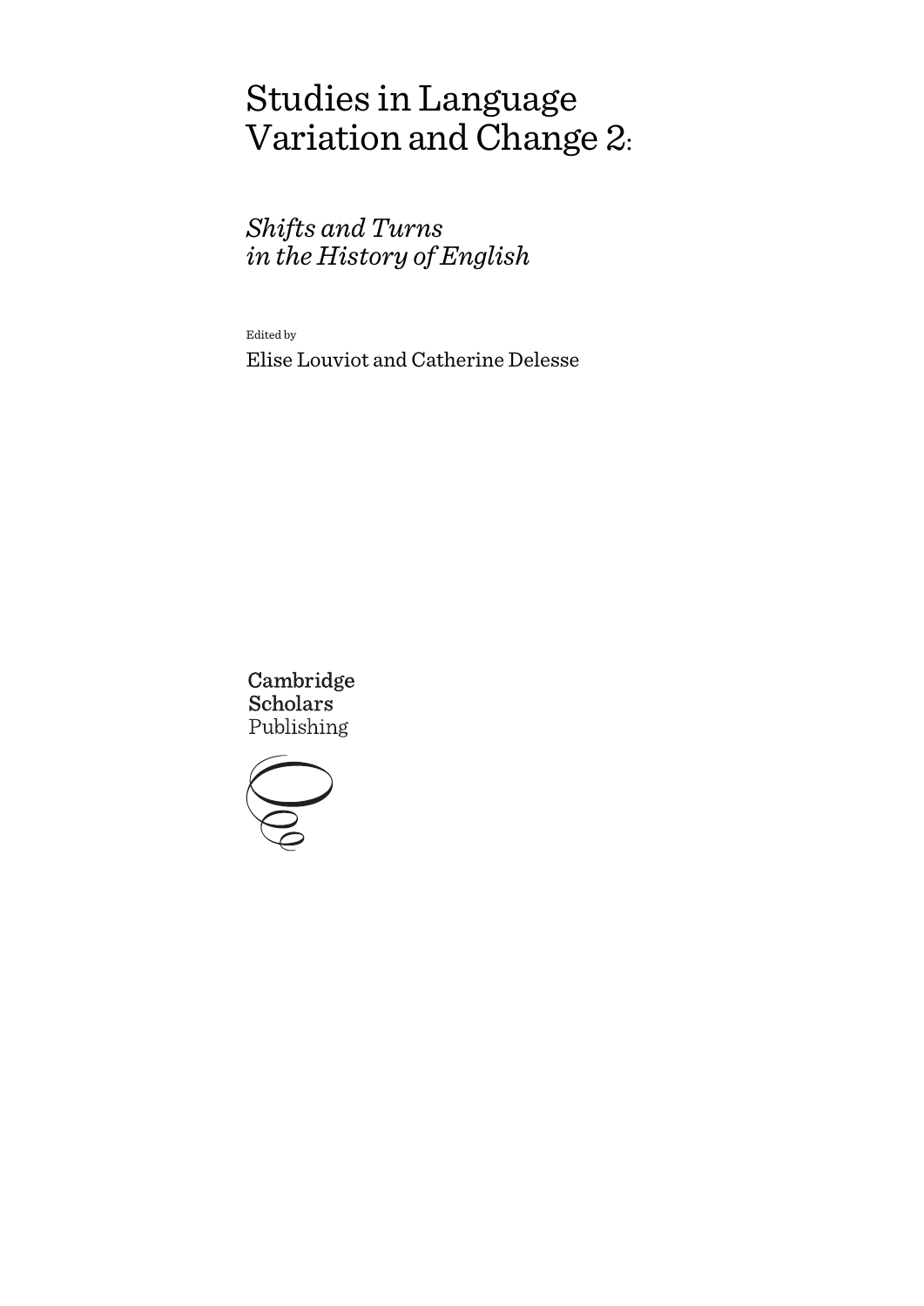# Studies in Language Variation and Change 2:

## *Shifts and Turns in the History of English*

Edited by

Elise Louviot and Catherine Delesse

Cambridge Scholars Publishing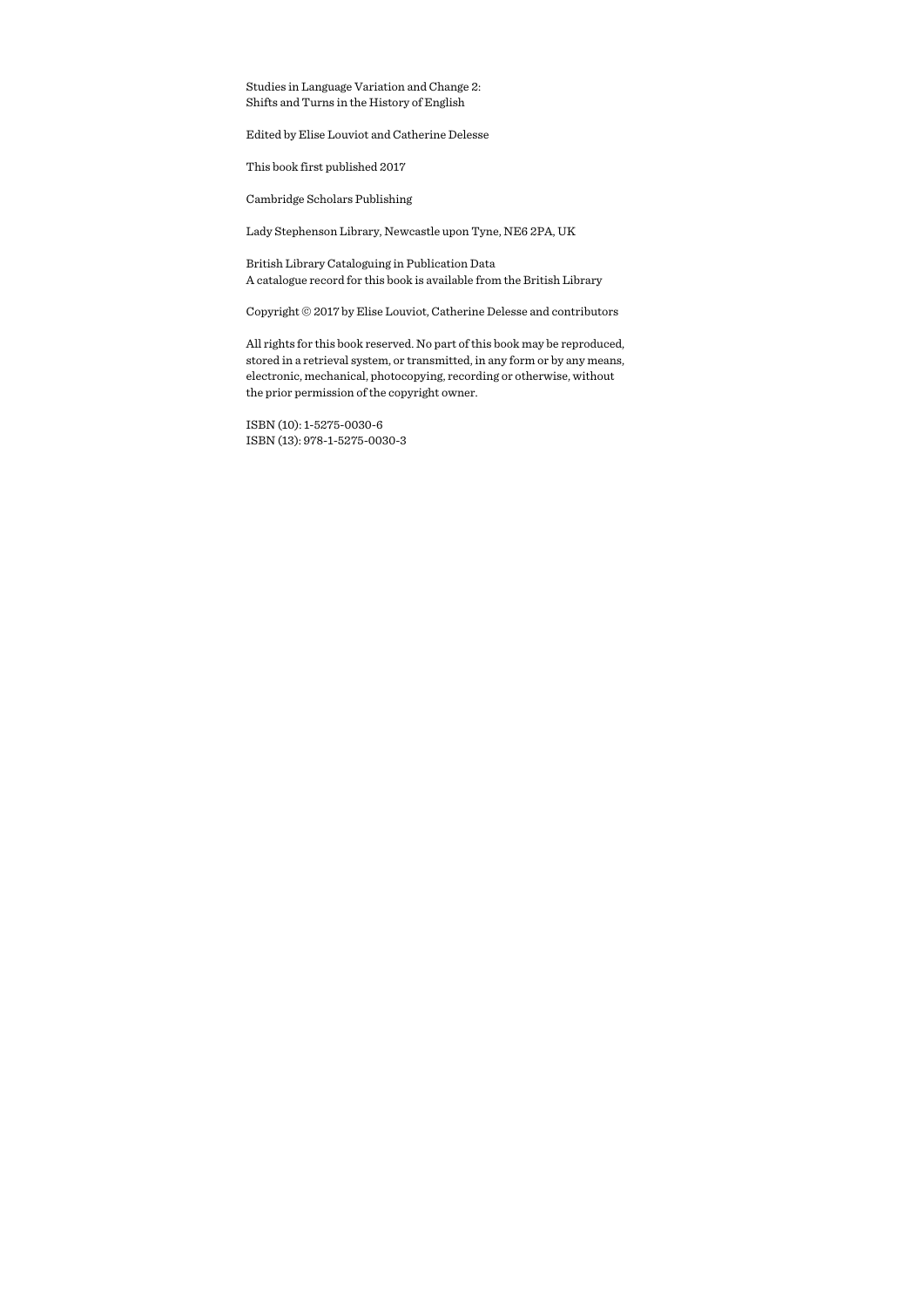Studies in Language Variation and Change 2:
Shifts and Turns in the History of English

Edited by Elise Louviot and Catherine Delesse

This book first published 2017

Cambridge Scholars Publishing

Lady Stephenson Library, Newcastle upon Tyne, NE6 2PA, UK

British Library Cataloguing in Publication Data
A catalogue record for this book is available from the British Library

Copyright © 2017 by Elise Louviot, Catherine Delesse and contributors

All rights for this book reserved. No part of this book may be reproduced, stored in a retrieval system, or transmitted, in any form or by any means, electronic, mechanical, photocopying, recording or otherwise, without the prior permission of the copyright owner.

ISBN (10): 1-5275-0030-6
ISBN (13): 978-1-5275-0030-3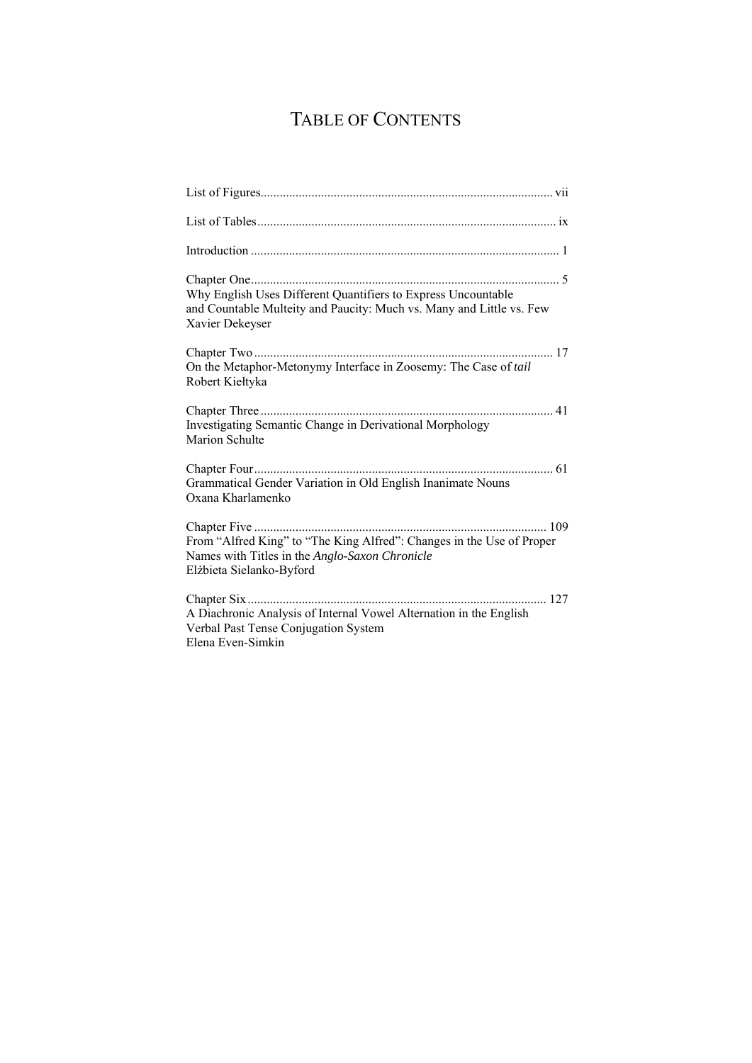# TABLE OF CONTENTS

List of Figures ... vii

List of Tables ... ix

Introduction ... 1

Chapter One ... 5
Why English Uses Different Quantifiers to Express Uncountable and Countable Multeity and Paucity: Much vs. Many and Little vs. Few
Xavier Dekeyser

Chapter Two ... 17
On the Metaphor-Metonymy Interface in Zoosemy: The Case of *tail*
Robert Kiełtyka

Chapter Three ... 41
Investigating Semantic Change in Derivational Morphology
Marion Schulte

Chapter Four ... 61
Grammatical Gender Variation in Old English Inanimate Nouns
Oxana Kharlamenko

Chapter Five ... 109
From "Alfred King" to "The King Alfred": Changes in the Use of Proper Names with Titles in the *Anglo-Saxon Chronicle*
Elżbieta Sielanko-Byford

Chapter Six ... 127
A Diachronic Analysis of Internal Vowel Alternation in the English Verbal Past Tense Conjugation System
Elena Even-Simkin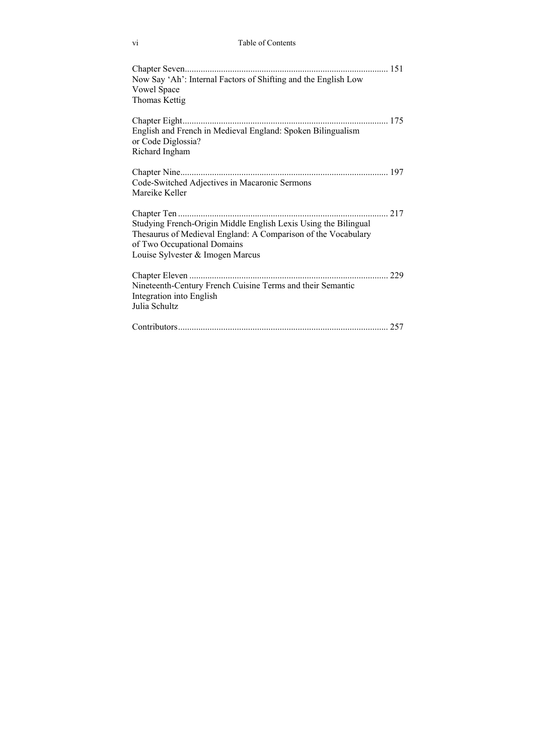Chapter Seven ........................................................................................ 151
Now Say 'Ah': Internal Factors of Shifting and the English Low Vowel Space
Thomas Kettig

Chapter Eight ........................................................................................ 175
English and French in Medieval England: Spoken Bilingualism or Code Diglossia?
Richard Ingham

Chapter Nine ........................................................................................ 197
Code-Switched Adjectives in Macaronic Sermons
Mareike Keller

Chapter Ten ........................................................................................ 217
Studying French-Origin Middle English Lexis Using the Bilingual Thesaurus of Medieval England: A Comparison of the Vocabulary of Two Occupational Domains
Louise Sylvester & Imogen Marcus

Chapter Eleven ........................................................................................ 229
Nineteenth-Century French Cuisine Terms and their Semantic Integration into English
Julia Schultz

Contributors ........................................................................................ 257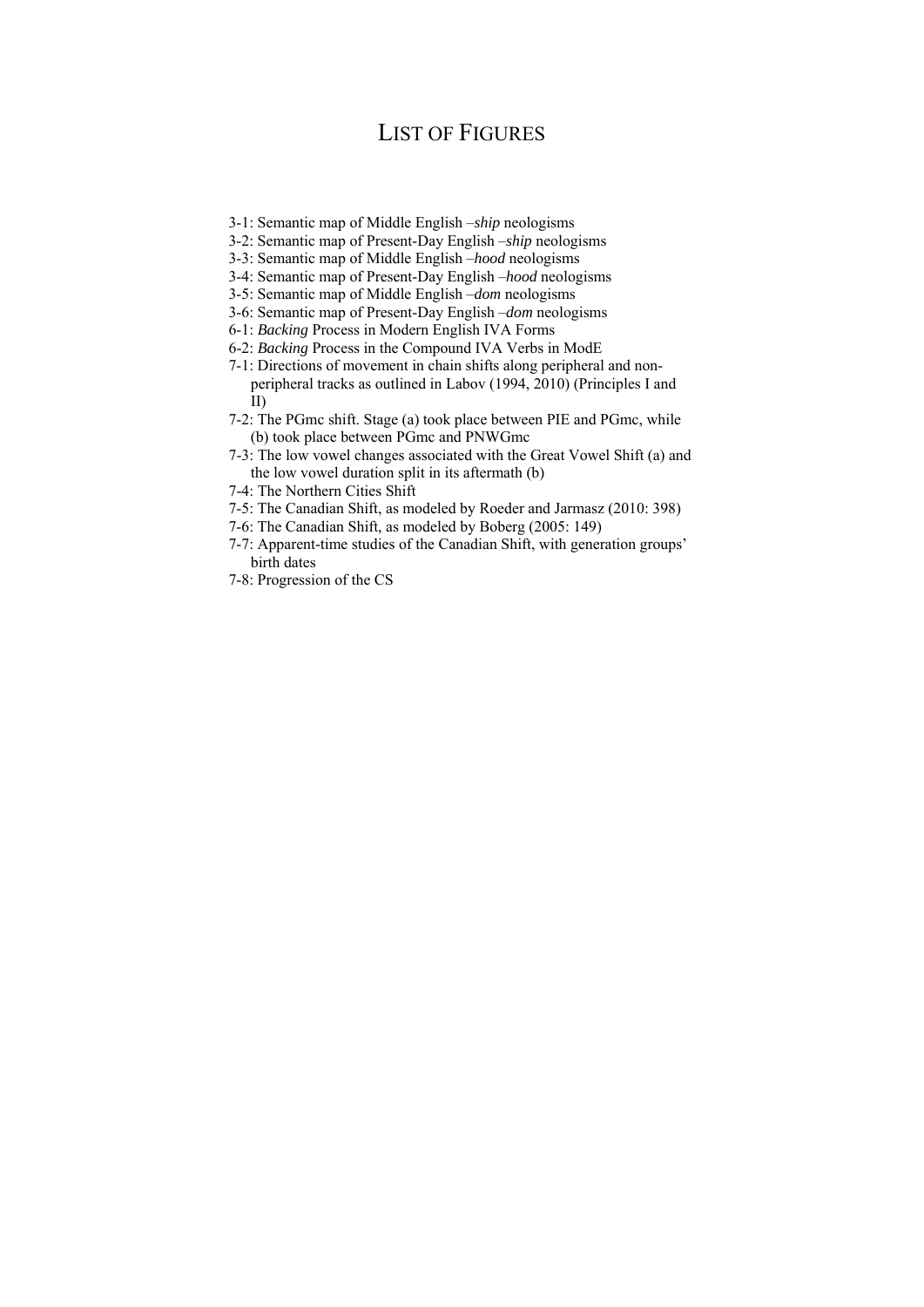# List of Figures

3-1: Semantic map of Middle English –*ship* neologisms
3-2: Semantic map of Present-Day English –*ship* neologisms
3-3: Semantic map of Middle English –*hood* neologisms
3-4: Semantic map of Present-Day English –*hood* neologisms
3-5: Semantic map of Middle English –*dom* neologisms
3-6: Semantic map of Present-Day English –*dom* neologisms
6-1: *Backing* Process in Modern English IVA Forms
6-2: *Backing* Process in the Compound IVA Verbs in ModE
7-1: Directions of movement in chain shifts along peripheral and non-peripheral tracks as outlined in Labov (1994, 2010) (Principles I and II)
7-2: The PGmc shift. Stage (a) took place between PIE and PGmc, while (b) took place between PGmc and PNWGmc
7-3: The low vowel changes associated with the Great Vowel Shift (a) and the low vowel duration split in its aftermath (b)
7-4: The Northern Cities Shift
7-5: The Canadian Shift, as modeled by Roeder and Jarmasz (2010: 398)
7-6: The Canadian Shift, as modeled by Boberg (2005: 149)
7-7: Apparent-time studies of the Canadian Shift, with generation groups' birth dates
7-8: Progression of the CS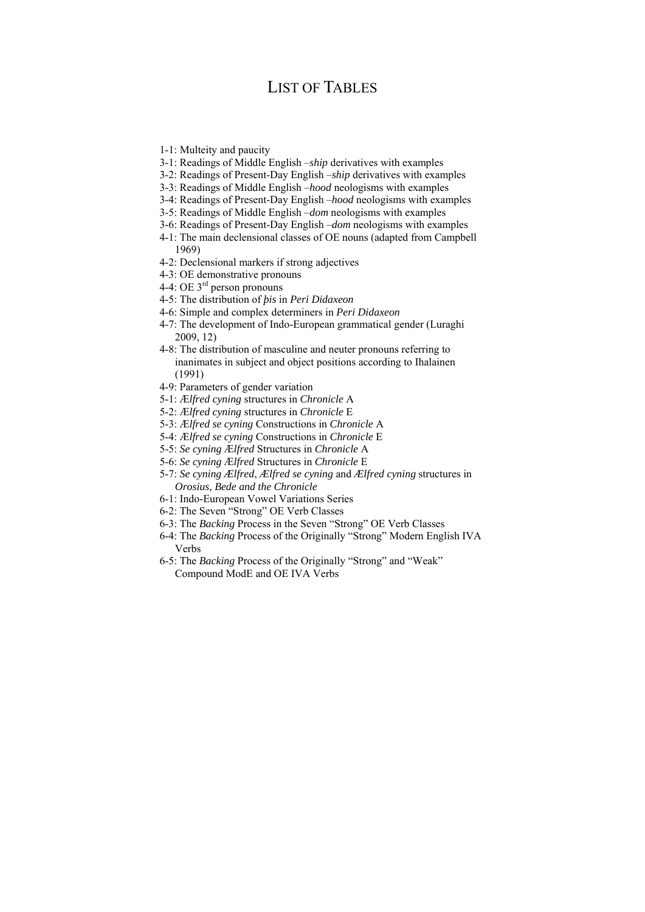# LIST OF TABLES

1-1: Multeity and paucity
3-1: Readings of Middle English –*ship* derivatives with examples
3-2: Readings of Present-Day English –*ship* derivatives with examples
3-3: Readings of Middle English –*hood* neologisms with examples
3-4: Readings of Present-Day English –*hood* neologisms with examples
3-5: Readings of Middle English –*dom* neologisms with examples
3-6: Readings of Present-Day English –*dom* neologisms with examples
4-1: The main declensional classes of OE nouns (adapted from Campbell 1969)
4-2: Declensional markers if strong adjectives
4-3: OE demonstrative pronouns
4-4: OE 3rd person pronouns
4-5: The distribution of *þis* in *Peri Didaxeon*
4-6: Simple and complex determiners in *Peri Didaxeon*
4-7: The development of Indo-European grammatical gender (Luraghi 2009, 12)
4-8: The distribution of masculine and neuter pronouns referring to inanimates in subject and object positions according to Ihalainen (1991)
4-9: Parameters of gender variation
5-1: *Ælfred cyning* structures in *Chronicle* A
5-2: *Ælfred cyning* structures in *Chronicle* E
5-3: *Ælfred se cyning* Constructions in *Chronicle* A
5-4: *Ælfred se cyning* Constructions in *Chronicle* E
5-5: *Se cyning Ælfred* Structures in *Chronicle* A
5-6: *Se cyning Ælfred* Structures in *Chronicle* E
5-7: *Se cyning Ælfred*, *Ælfred se cyning* and *Ælfred cyning* structures in *Orosius, Bede and the Chronicle*
6-1: Indo-European Vowel Variations Series
6-2: The Seven "Strong" OE Verb Classes
6-3: The *Backing* Process in the Seven "Strong" OE Verb Classes
6-4: The *Backing* Process of the Originally "Strong" Modern English IVA Verbs
6-5: The *Backing* Process of the Originally "Strong" and "Weak" Compound ModE and OE IVA Verbs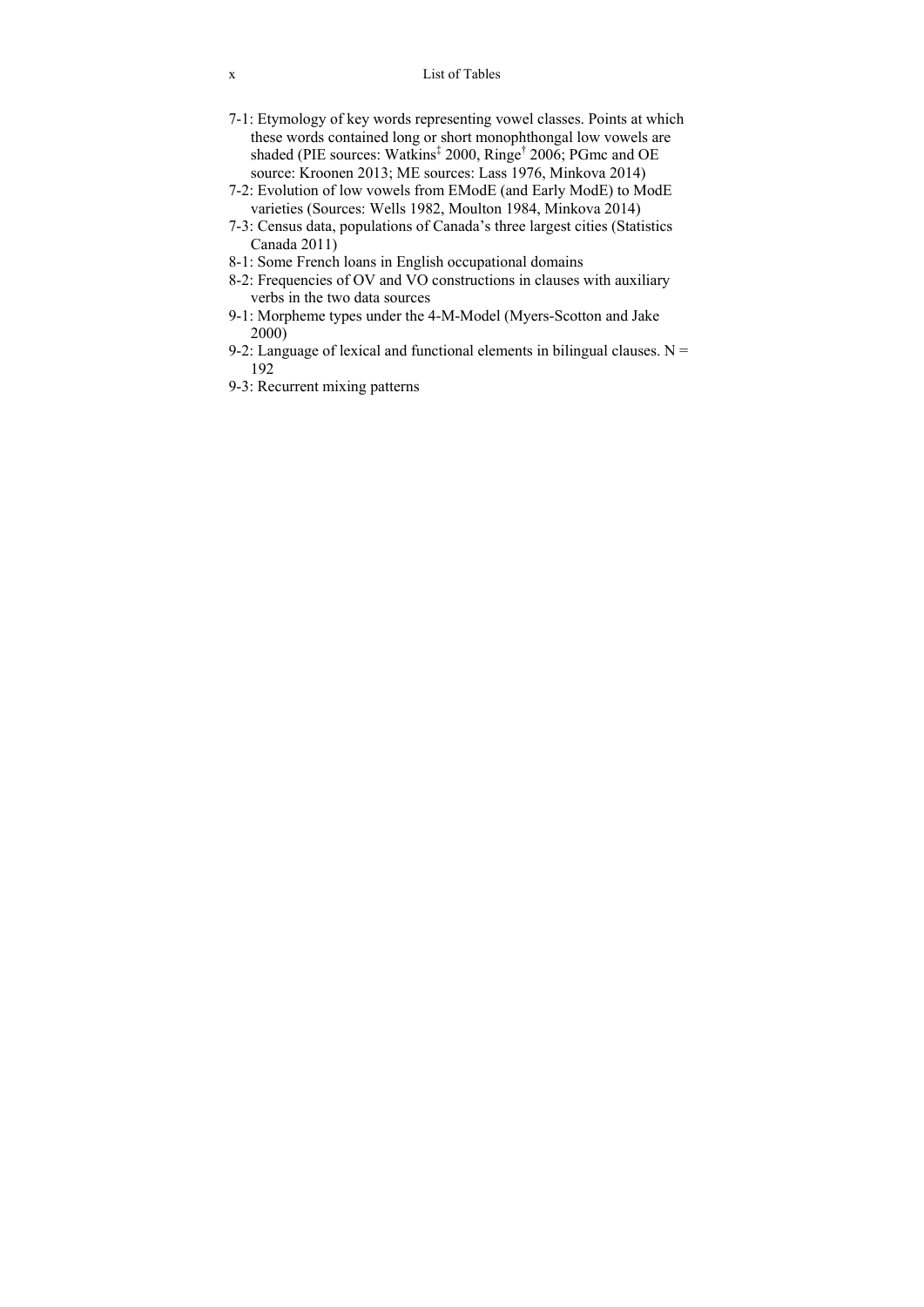7-1: Etymology of key words representing vowel classes. Points at which these words contained long or short monophthongal low vowels are shaded (PIE sources: Watkins‡ 2000, Ringe† 2006; PGmc and OE source: Kroonen 2013; ME sources: Lass 1976, Minkova 2014)

7-2: Evolution of low vowels from EModE (and Early ModE) to ModE varieties (Sources: Wells 1982, Moulton 1984, Minkova 2014)

7-3: Census data, populations of Canada's three largest cities (Statistics Canada 2011)

8-1: Some French loans in English occupational domains

8-2: Frequencies of OV and VO constructions in clauses with auxiliary verbs in the two data sources

9-1: Morpheme types under the 4-M-Model (Myers-Scotton and Jake 2000)

9-2: Language of lexical and functional elements in bilingual clauses. N = 192

9-3: Recurrent mixing patterns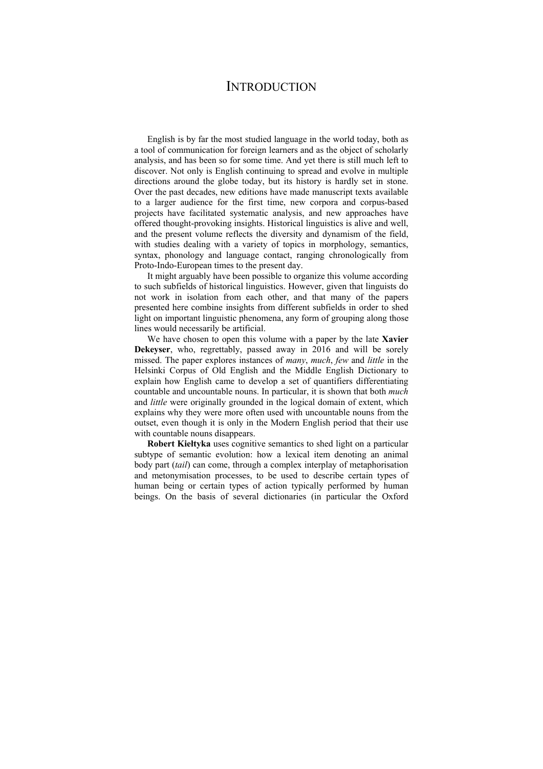# INTRODUCTION

English is by far the most studied language in the world today, both as a tool of communication for foreign learners and as the object of scholarly analysis, and has been so for some time. And yet there is still much left to discover. Not only is English continuing to spread and evolve in multiple directions around the globe today, but its history is hardly set in stone. Over the past decades, new editions have made manuscript texts available to a larger audience for the first time, new corpora and corpus-based projects have facilitated systematic analysis, and new approaches have offered thought-provoking insights. Historical linguistics is alive and well, and the present volume reflects the diversity and dynamism of the field, with studies dealing with a variety of topics in morphology, semantics, syntax, phonology and language contact, ranging chronologically from Proto-Indo-European times to the present day.

It might arguably have been possible to organize this volume according to such subfields of historical linguistics. However, given that linguists do not work in isolation from each other, and that many of the papers presented here combine insights from different subfields in order to shed light on important linguistic phenomena, any form of grouping along those lines would necessarily be artificial.

We have chosen to open this volume with a paper by the late **Xavier Dekeyser**, who, regrettably, passed away in 2016 and will be sorely missed. The paper explores instances of *many*, *much*, *few* and *little* in the Helsinki Corpus of Old English and the Middle English Dictionary to explain how English came to develop a set of quantifiers differentiating countable and uncountable nouns. In particular, it is shown that both *much* and *little* were originally grounded in the logical domain of extent, which explains why they were more often used with uncountable nouns from the outset, even though it is only in the Modern English period that their use with countable nouns disappears.

**Robert Kiełtyka** uses cognitive semantics to shed light on a particular subtype of semantic evolution: how a lexical item denoting an animal body part (*tail*) can come, through a complex interplay of metaphorisation and metonymisation processes, to be used to describe certain types of human being or certain types of action typically performed by human beings. On the basis of several dictionaries (in particular the Oxford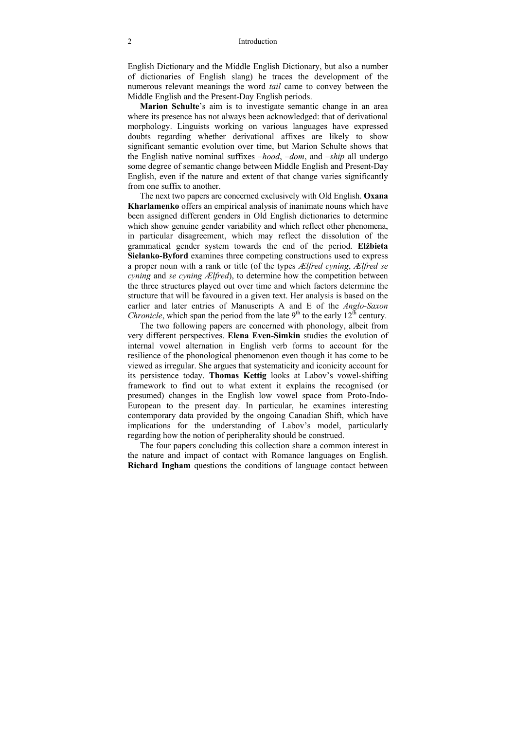English Dictionary and the Middle English Dictionary, but also a number of dictionaries of English slang) he traces the development of the numerous relevant meanings the word *tail* came to convey between the Middle English and the Present-Day English periods.

**Marion Schulte**'s aim is to investigate semantic change in an area where its presence has not always been acknowledged: that of derivational morphology. Linguists working on various languages have expressed doubts regarding whether derivational affixes are likely to show significant semantic evolution over time, but Marion Schulte shows that the English native nominal suffixes *–hood*, *–dom*, and *–ship* all undergo some degree of semantic change between Middle English and Present-Day English, even if the nature and extent of that change varies significantly from one suffix to another.

The next two papers are concerned exclusively with Old English. **Oxana Kharlamenko** offers an empirical analysis of inanimate nouns which have been assigned different genders in Old English dictionaries to determine which show genuine gender variability and which reflect other phenomena, in particular disagreement, which may reflect the dissolution of the grammatical gender system towards the end of the period. **Elżbieta Sielanko-Byford** examines three competing constructions used to express a proper noun with a rank or title (of the types *Ælfred cyning*, *Ælfred se cyning* and *se cyning Ælfred*), to determine how the competition between the three structures played out over time and which factors determine the structure that will be favoured in a given text. Her analysis is based on the earlier and later entries of Manuscripts A and E of the *Anglo-Saxon Chronicle*, which span the period from the late 9th to the early 12th century.

The two following papers are concerned with phonology, albeit from very different perspectives. **Elena Even-Simkin** studies the evolution of internal vowel alternation in English verb forms to account for the resilience of the phonological phenomenon even though it has come to be viewed as irregular. She argues that systematicity and iconicity account for its persistence today. **Thomas Kettig** looks at Labov's vowel-shifting framework to find out to what extent it explains the recognised (or presumed) changes in the English low vowel space from Proto-Indo-European to the present day. In particular, he examines interesting contemporary data provided by the ongoing Canadian Shift, which have implications for the understanding of Labov's model, particularly regarding how the notion of peripherality should be construed.

The four papers concluding this collection share a common interest in the nature and impact of contact with Romance languages on English. **Richard Ingham** questions the conditions of language contact between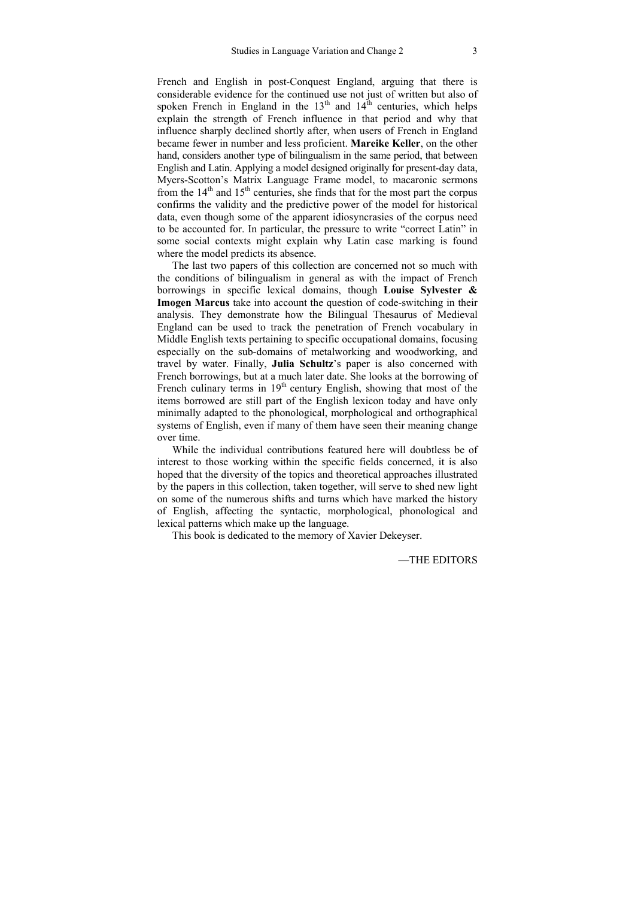French and English in post-Conquest England, arguing that there is considerable evidence for the continued use not just of written but also of spoken French in England in the 13th and 14th centuries, which helps explain the strength of French influence in that period and why that influence sharply declined shortly after, when users of French in England became fewer in number and less proficient. **Mareike Keller**, on the other hand, considers another type of bilingualism in the same period, that between English and Latin. Applying a model designed originally for present-day data, Myers-Scotton's Matrix Language Frame model, to macaronic sermons from the 14th and 15th centuries, she finds that for the most part the corpus confirms the validity and the predictive power of the model for historical data, even though some of the apparent idiosyncrasies of the corpus need to be accounted for. In particular, the pressure to write "correct Latin" in some social contexts might explain why Latin case marking is found where the model predicts its absence.

The last two papers of this collection are concerned not so much with the conditions of bilingualism in general as with the impact of French borrowings in specific lexical domains, though **Louise Sylvester & Imogen Marcus** take into account the question of code-switching in their analysis. They demonstrate how the Bilingual Thesaurus of Medieval England can be used to track the penetration of French vocabulary in Middle English texts pertaining to specific occupational domains, focusing especially on the sub-domains of metalworking and woodworking, and travel by water. Finally, **Julia Schultz**'s paper is also concerned with French borrowings, but at a much later date. She looks at the borrowing of French culinary terms in 19th century English, showing that most of the items borrowed are still part of the English lexicon today and have only minimally adapted to the phonological, morphological and orthographical systems of English, even if many of them have seen their meaning change over time.

While the individual contributions featured here will doubtless be of interest to those working within the specific fields concerned, it is also hoped that the diversity of the topics and theoretical approaches illustrated by the papers in this collection, taken together, will serve to shed new light on some of the numerous shifts and turns which have marked the history of English, affecting the syntactic, morphological, phonological and lexical patterns which make up the language.

This book is dedicated to the memory of Xavier Dekeyser.

—THE EDITORS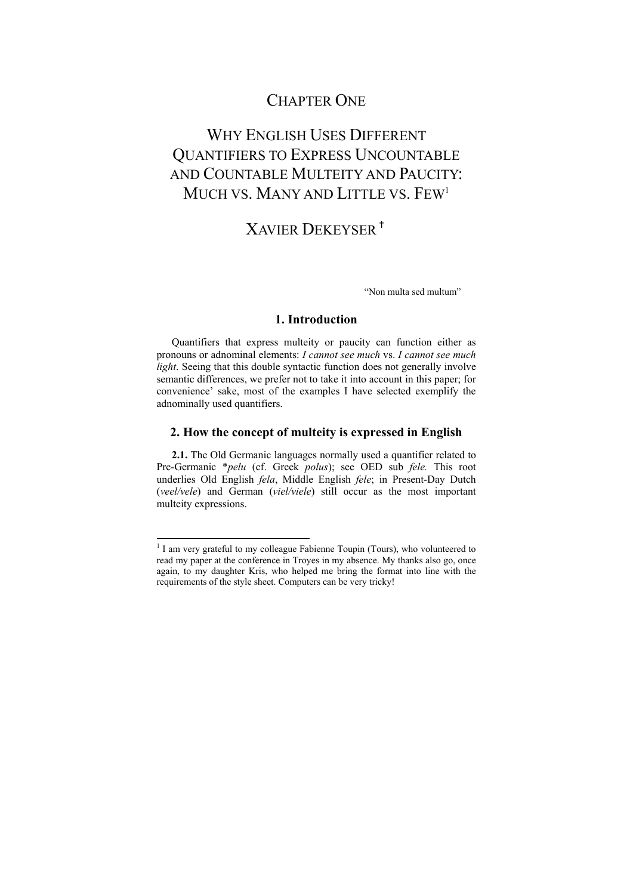# CHAPTER ONE

# WHY ENGLISH USES DIFFERENT QUANTIFIERS TO EXPRESS UNCOUNTABLE AND COUNTABLE MULTEITY AND PAUCITY: MUCH VS. MANY AND LITTLE VS. FEW[1]

## XAVIER DEKEYSER †

"Non multa sed multum"

## 1. Introduction

Quantifiers that express multeity or paucity can function either as pronouns or adnominal elements: *I cannot see much* vs. *I cannot see much light*. Seeing that this double syntactic function does not generally involve semantic differences, we prefer not to take it into account in this paper; for convenience' sake, most of the examples I have selected exemplify the adnominally used quantifiers.

## 2. How the concept of multeity is expressed in English

**2.1.** The Old Germanic languages normally used a quantifier related to Pre-Germanic \**pelu* (cf. Greek *polus*); see OED sub *fele.* This root underlies Old English *fela*, Middle English *fele*; in Present-Day Dutch (*veel/vele*) and German (*viel/viele*) still occur as the most important multeity expressions.

---

[1] I am very grateful to my colleague Fabienne Toupin (Tours), who volunteered to read my paper at the conference in Troyes in my absence. My thanks also go, once again, to my daughter Kris, who helped me bring the format into line with the requirements of the style sheet. Computers can be very tricky!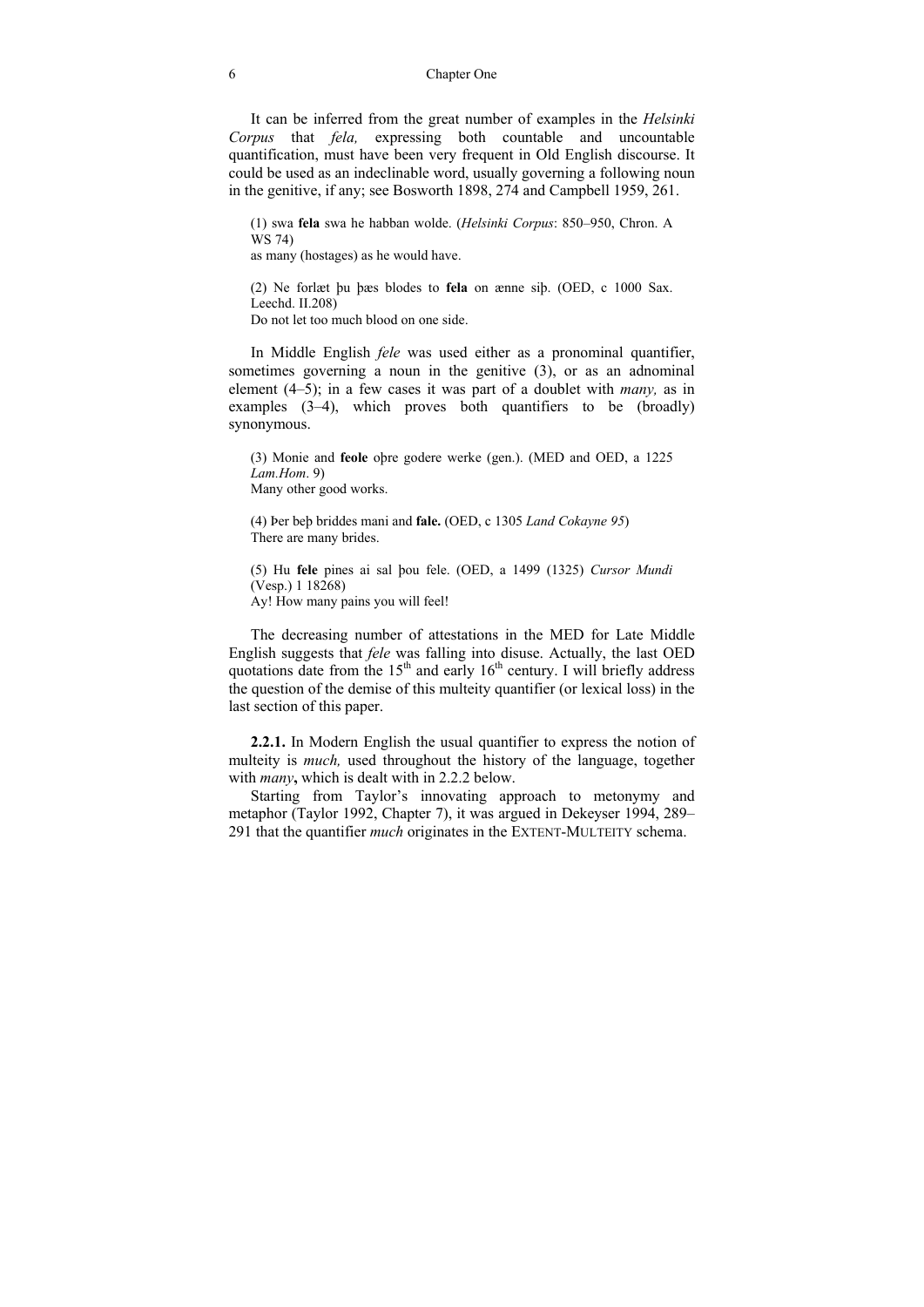It can be inferred from the great number of examples in the *Helsinki Corpus* that *fela,* expressing both countable and uncountable quantification, must have been very frequent in Old English discourse. It could be used as an indeclinable word, usually governing a following noun in the genitive, if any; see Bosworth 1898, 274 and Campbell 1959, 261.

(1) swa **fela** swa he habban wolde. (*Helsinki Corpus*: 850–950, Chron. A WS 74)
as many (hostages) as he would have.

(2) Ne forlæt þu þæs blodes to **fela** on ænne siþ. (OED, c 1000 Sax. Leechd. II.208)
Do not let too much blood on one side.

In Middle English *fele* was used either as a pronominal quantifier, sometimes governing a noun in the genitive (3), or as an adnominal element (4–5); in a few cases it was part of a doublet with *many,* as in examples (3–4), which proves both quantifiers to be (broadly) synonymous.

(3) Monie and **feole** oþre godere werke (gen.). (MED and OED, a 1225 *Lam.Hom*. 9)
Many other good works.

(4) Þer beþ briddes mani and **fale.** (OED, c 1305 *Land Cokayne 95*)
There are many brides.

(5) Hu **fele** pines ai sal þou fele. (OED, a 1499 (1325) *Cursor Mundi* (Vesp.) 1 18268)
Ay! How many pains you will feel!

The decreasing number of attestations in the MED for Late Middle English suggests that *fele* was falling into disuse. Actually, the last OED quotations date from the 15th and early 16th century. I will briefly address the question of the demise of this multeity quantifier (or lexical loss) in the last section of this paper.

**2.2.1.** In Modern English the usual quantifier to express the notion of multeity is *much,* used throughout the history of the language, together with *many***,** which is dealt with in 2.2.2 below.

Starting from Taylor's innovating approach to metonymy and metaphor (Taylor 1992, Chapter 7), it was argued in Dekeyser 1994, 289–291 that the quantifier *much* originates in the EXTENT-MULTEITY schema.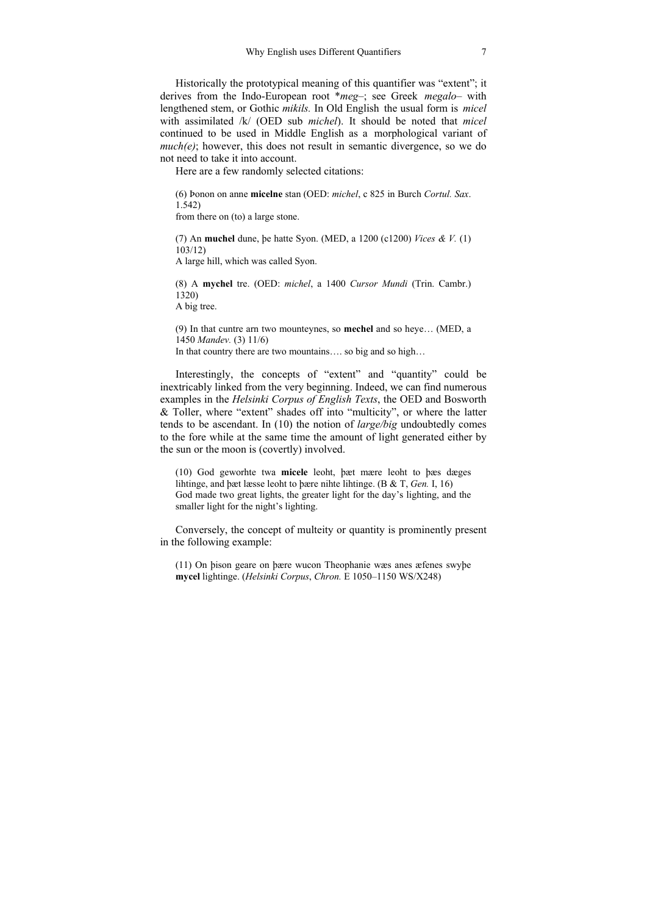Historically the prototypical meaning of this quantifier was "extent"; it derives from the Indo-European root *\*meg–*; see Greek *megalo–* with lengthened stem, or Gothic *mikils.* In Old English the usual form is *micel* with assimilated /k/ (OED sub *michel*). It should be noted that *micel* continued to be used in Middle English as a morphological variant of *much(e)*; however, this does not result in semantic divergence, so we do not need to take it into account.

Here are a few randomly selected citations:

(6) Þonon on anne **micelne** stan (OED: *michel*, c 825 in Burch *Cortul. Sax*. 1.542)
from there on (to) a large stone.

(7) An **muchel** dune, þe hatte Syon. (MED, a 1200 (c1200) *Vices & V.* (1) 103/12)
A large hill, which was called Syon.

(8) A **mychel** tre. (OED: *michel*, a 1400 *Cursor Mundi* (Trin. Cambr.) 1320)
A big tree.

(9) In that cuntre arn two mounteynes, so **mechel** and so heye… (MED, a 1450 *Mandev.* (3) 11/6)
In that country there are two mountains…. so big and so high…

Interestingly, the concepts of "extent" and "quantity" could be inextricably linked from the very beginning. Indeed, we can find numerous examples in the *Helsinki Corpus of English Texts*, the OED and Bosworth & Toller, where "extent" shades off into "multicity", or where the latter tends to be ascendant. In (10) the notion of *large/big* undoubtedly comes to the fore while at the same time the amount of light generated either by the sun or the moon is (covertly) involved.

(10) God geworhte twa **micele** leoht, þæt mære leoht to þæs dæges lihtinge, and þæt læsse leoht to þære nihte lihtinge. (B & T, *Gen.* I, 16)
God made two great lights, the greater light for the day's lighting, and the smaller light for the night's lighting.

Conversely, the concept of multeity or quantity is prominently present in the following example:

(11) On þison geare on þære wucon Theophanie wæs anes æfenes swyþe **mycel** lightinge. (*Helsinki Corpus*, *Chron.* E 1050–1150 WS/X248)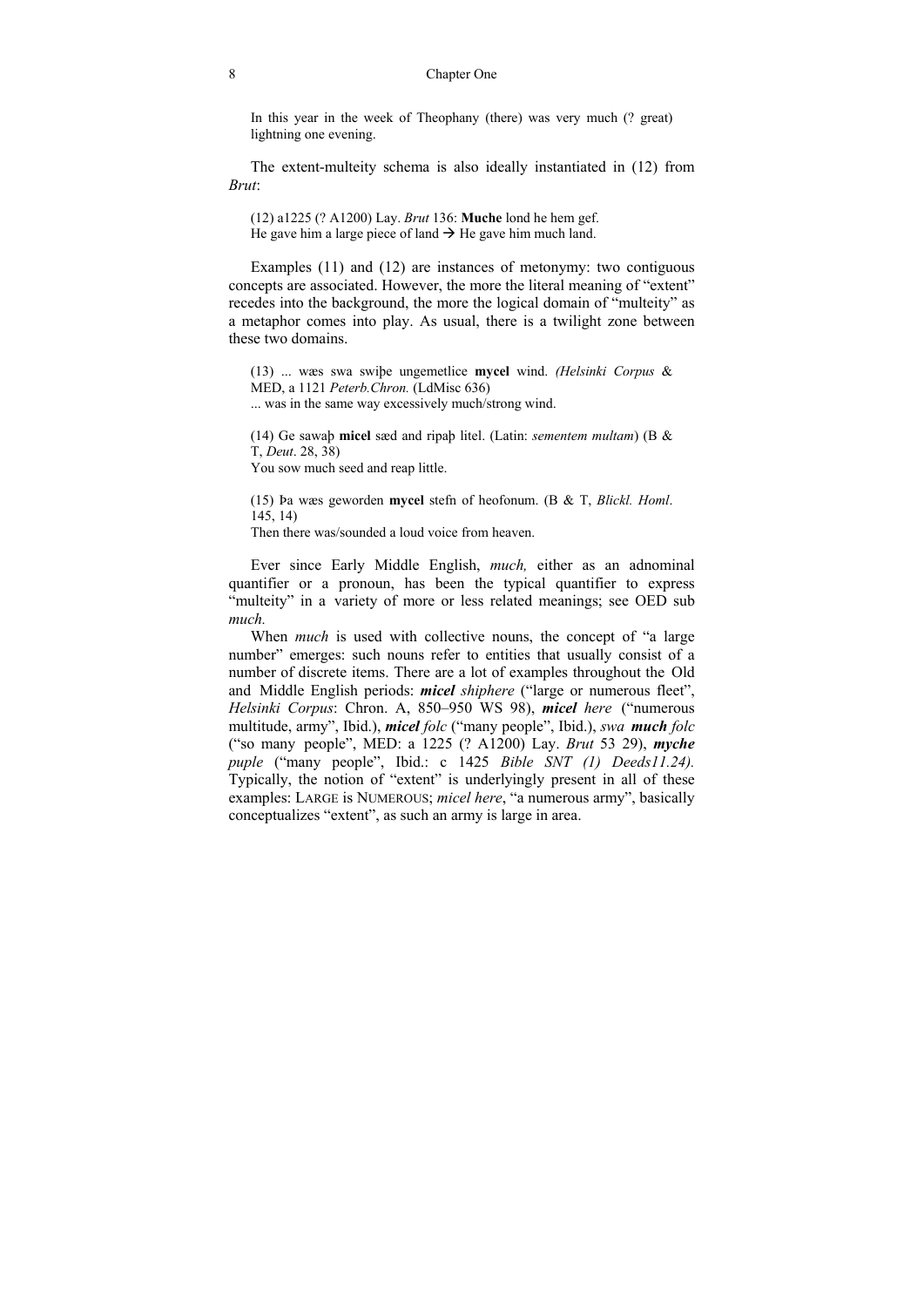In this year in the week of Theophany (there) was very much (? great) lightning one evening.

The extent-multeity schema is also ideally instantiated in (12) from *Brut*:

(12) a1225 (? A1200) Lay. *Brut* 136: **Muche** lond he hem gef.
He gave him a large piece of land → He gave him much land.

Examples (11) and (12) are instances of metonymy: two contiguous concepts are associated. However, the more the literal meaning of "extent" recedes into the background, the more the logical domain of "multeity" as a metaphor comes into play. As usual, there is a twilight zone between these two domains.

(13) ... wæs swa swiþe ungemetlice **mycel** wind. *(Helsinki Corpus* & MED, a 1121 *Peterb.Chron.* (LdMisc 636)
... was in the same way excessively much/strong wind.

(14) Ge sawaþ **micel** sæd and ripaþ litel. (Latin: *sementem multam*) (B & T, *Deut*. 28, 38)
You sow much seed and reap little.

(15) Þa wæs geworden **mycel** stefn of heofonum. (B & T, *Blickl. Homl*. 145, 14)
Then there was/sounded a loud voice from heaven.

Ever since Early Middle English, *much,* either as an adnominal quantifier or a pronoun, has been the typical quantifier to express "multeity" in a variety of more or less related meanings; see OED sub *much.*

When *much* is used with collective nouns, the concept of "a large number" emerges: such nouns refer to entities that usually consist of a number of discrete items. There are a lot of examples throughout the Old and Middle English periods: ***micel*** *shiphere* ("large or numerous fleet", *Helsinki Corpus*: Chron. A, 850–950 WS 98), ***micel*** *here* ("numerous multitude, army", Ibid.), ***micel*** *folc* ("many people", Ibid.), *swa* ***much*** *folc* ("so many people", MED: a 1225 (? A1200) Lay. *Brut* 53 29), ***myche*** *puple* ("many people", Ibid.: c 1425 *Bible SNT (1) Deeds11.24).* Typically, the notion of "extent" is underlyingly present in all of these examples: LARGE is NUMEROUS; *micel here*, "a numerous army", basically conceptualizes "extent", as such an army is large in area.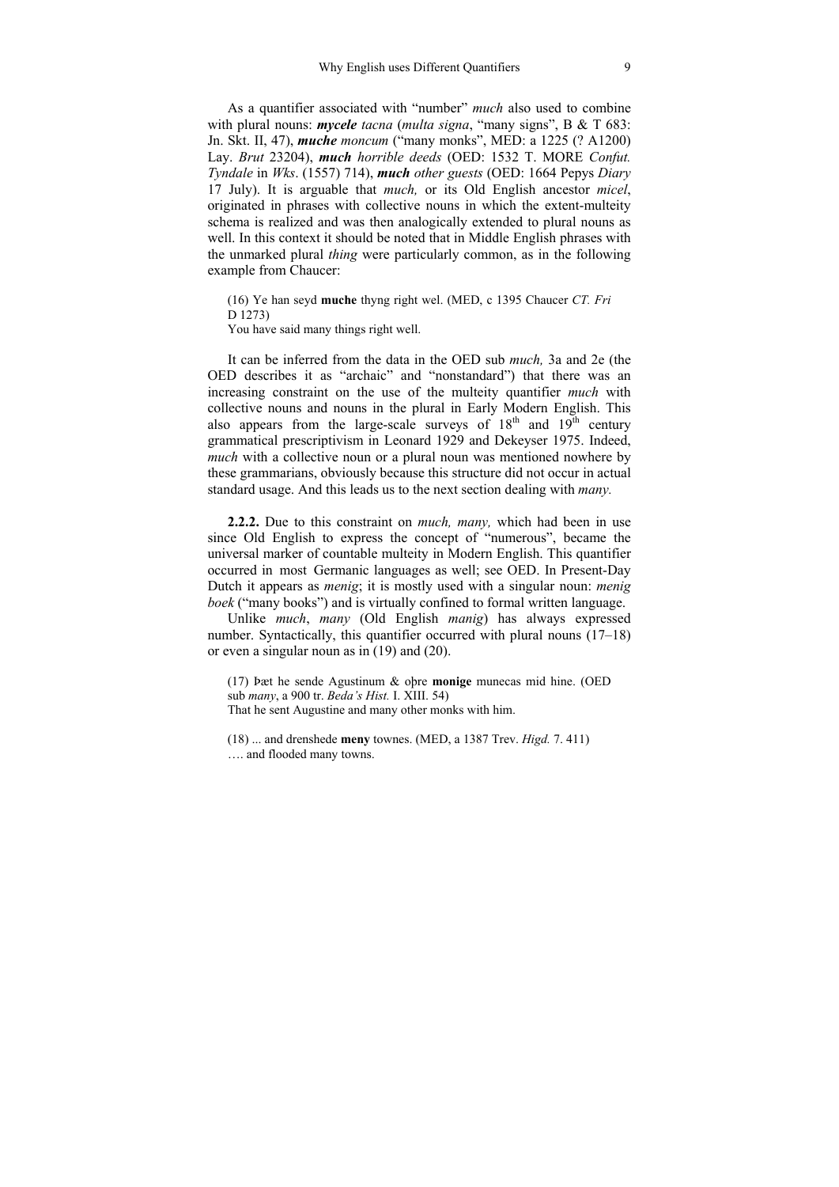As a quantifier associated with "number" *much* also used to combine with plural nouns: ***mycele*** *tacna* (*multa signa*, "many signs", B & T 683: Jn. Skt. II, 47), ***muche*** *moncum* ("many monks", MED: a 1225 (? A1200) Lay. *Brut* 23204), ***much*** *horrible deeds* (OED: 1532 T. MORE *Confut. Tyndale* in *Wks*. (1557) 714), ***much*** *other guests* (OED: 1664 Pepys *Diary* 17 July). It is arguable that *much,* or its Old English ancestor *micel*, originated in phrases with collective nouns in which the extent-multeity schema is realized and was then analogically extended to plural nouns as well. In this context it should be noted that in Middle English phrases with the unmarked plural *thing* were particularly common, as in the following example from Chaucer:

(16) Ye han seyd **muche** thyng right wel. (MED, c 1395 Chaucer *CT. Fri* D 1273)
You have said many things right well.

It can be inferred from the data in the OED sub *much,* 3a and 2e (the OED describes it as "archaic" and "nonstandard") that there was an increasing constraint on the use of the multeity quantifier *much* with collective nouns and nouns in the plural in Early Modern English. This also appears from the large-scale surveys of 18th and 19th century grammatical prescriptivism in Leonard 1929 and Dekeyser 1975. Indeed, *much* with a collective noun or a plural noun was mentioned nowhere by these grammarians, obviously because this structure did not occur in actual standard usage. And this leads us to the next section dealing with *many.*

**2.2.2.** Due to this constraint on *much, many,* which had been in use since Old English to express the concept of "numerous", became the universal marker of countable multeity in Modern English. This quantifier occurred in most Germanic languages as well; see OED. In Present-Day Dutch it appears as *menig*; it is mostly used with a singular noun: *menig boek* ("many books") and is virtually confined to formal written language.

Unlike *much*, *many* (Old English *manig*) has always expressed number. Syntactically, this quantifier occurred with plural nouns (17–18) or even a singular noun as in (19) and (20).

(17) Þæt he sende Agustinum & oþre **monige** munecas mid hine. (OED sub *many*, a 900 tr. *Beda's Hist.* I. XIII. 54)
That he sent Augustine and many other monks with him.

(18) ... and drenshede **meny** townes. (MED, a 1387 Trev. *Higd.* 7. 411)
…. and flooded many towns.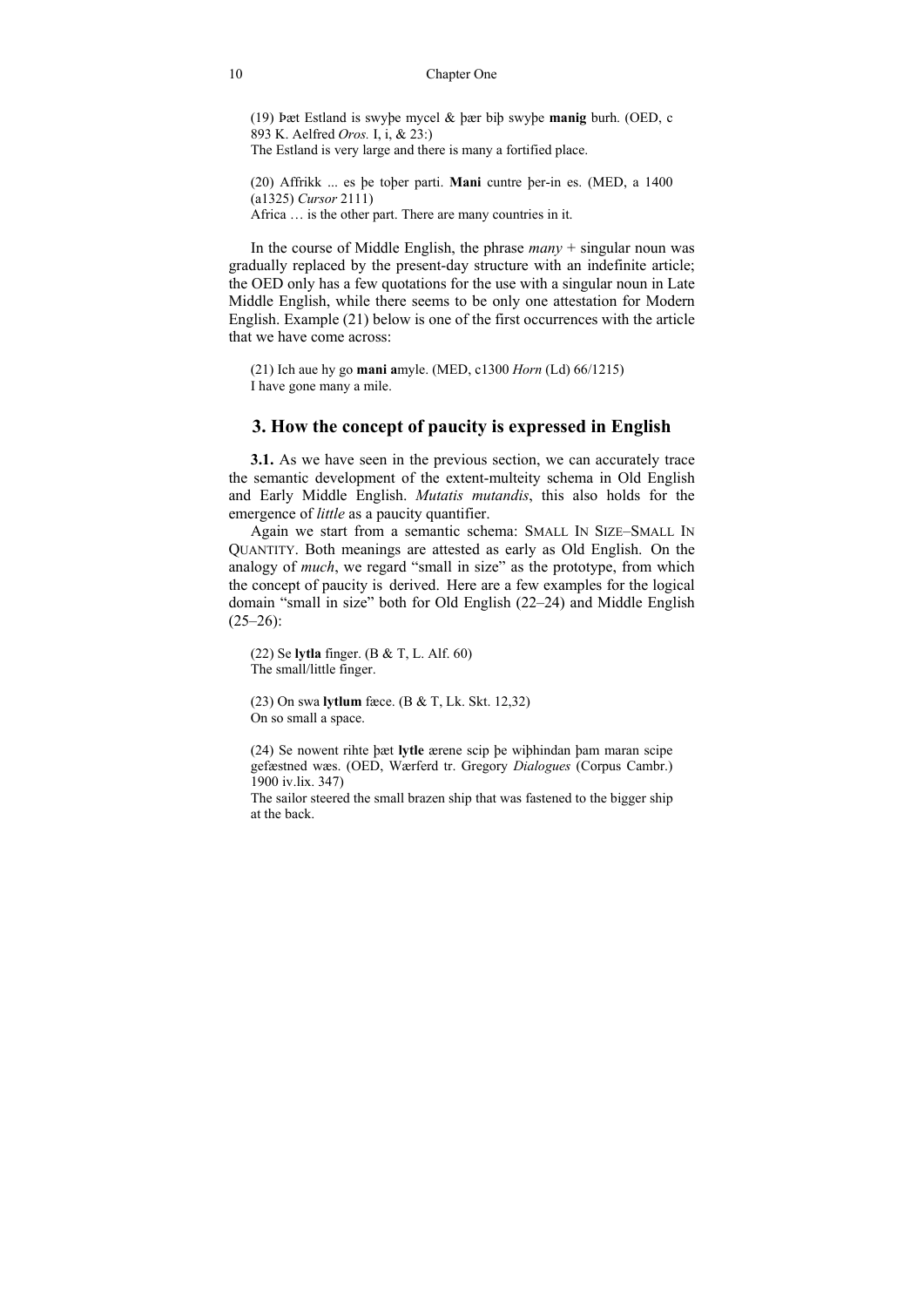(19) Þæt Estland is swyþe mycel & þær biþ swyþe **manig** burh. (OED, c 893 K. Aelfred *Oros.* I, i, & 23:)
The Estland is very large and there is many a fortified place.

(20) Affrikk ... es þe toþer parti. **Mani** cuntre þer-in es. (MED, a 1400 (a1325) *Cursor* 2111)
Africa … is the other part. There are many countries in it.

In the course of Middle English, the phrase *many* + singular noun was gradually replaced by the present-day structure with an indefinite article; the OED only has a few quotations for the use with a singular noun in Late Middle English, while there seems to be only one attestation for Modern English. Example (21) below is one of the first occurrences with the article that we have come across:

(21) Ich aue hy go **mani a**myle. (MED, c1300 *Horn* (Ld) 66/1215)
I have gone many a mile.

## 3. How the concept of paucity is expressed in English

**3.1.** As we have seen in the previous section, we can accurately trace the semantic development of the extent-multeity schema in Old English and Early Middle English. *Mutatis mutandis*, this also holds for the emergence of *little* as a paucity quantifier.

Again we start from a semantic schema: SMALL IN SIZE–SMALL IN QUANTITY. Both meanings are attested as early as Old English. On the analogy of *much*, we regard "small in size" as the prototype, from which the concept of paucity is derived. Here are a few examples for the logical domain "small in size" both for Old English (22–24) and Middle English (25–26):

(22) Se **lytla** finger. (B & T, L. Alf. 60)
The small/little finger.

(23) On swa **lytlum** fæce. (B & T, Lk. Skt. 12,32)
On so small a space.

(24) Se nowent rihte þæt **lytle** ærene scip þe wiþhindan þam maran scipe gefæstned wæs. (OED, Wærferd tr. Gregory *Dialogues* (Corpus Cambr.) 1900 iv.lix. 347)
The sailor steered the small brazen ship that was fastened to the bigger ship at the back.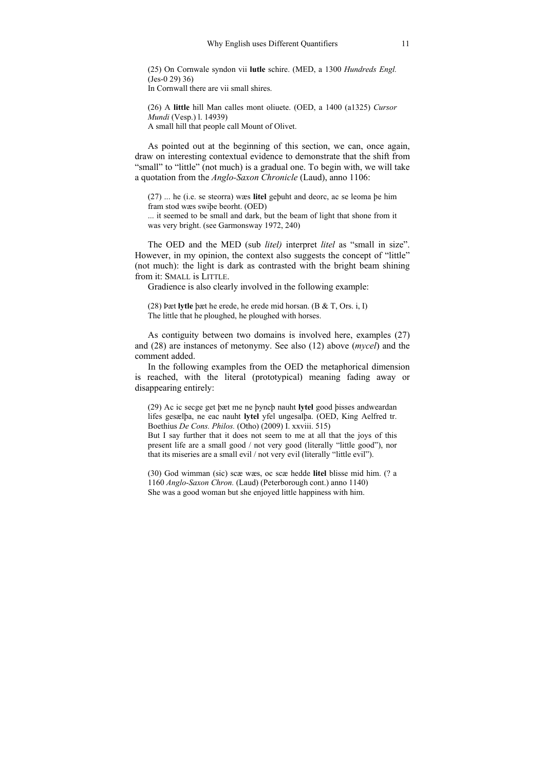(25) On Cornwale syndon vii **lutle** schire. (MED, a 1300 *Hundreds Engl.* (Jes-0 29) 36)
In Cornwall there are vii small shires.

(26) A **little** hill Man calles mont oliuete. (OED, a 1400 (a1325) *Cursor Mundi* (Vesp.) l. 14939)
A small hill that people call Mount of Olivet.

As pointed out at the beginning of this section, we can, once again, draw on interesting contextual evidence to demonstrate that the shift from "small" to "little" (not much) is a gradual one. To begin with, we will take a quotation from the *Anglo-Saxon Chronicle* (Laud), anno 1106:

(27) ... he (i.e. se steorra) wæs **litel** geþuht and deorc, ac se leoma þe him fram stod wæs swiþe beorht. (OED)
... it seemed to be small and dark, but the beam of light that shone from it was very bright. (see Garmonsway 1972, 240)

The OED and the MED (sub *litel)* interpret *litel* as "small in size". However, in my opinion, the context also suggests the concept of "little" (not much): the light is dark as contrasted with the bright beam shining from it: SMALL is LITTLE.

Gradience is also clearly involved in the following example:

(28) Þæt **lytle** þæt he erede, he erede mid horsan. (B & T, Ors. i, I)
The little that he ploughed, he ploughed with horses.

As contiguity between two domains is involved here, examples (27) and (28) are instances of metonymy. See also (12) above (*mycel*) and the comment added.

In the following examples from the OED the metaphorical dimension is reached, with the literal (prototypical) meaning fading away or disappearing entirely:

(29) Ac ic secge get þæt me ne þyncþ nauht **lytel** good þisses andweardan lifes gesælþa, ne eac nauht **lytel** yfel ungesalþa. (OED, King Aelfred tr. Boethius *De Cons. Philos.* (Otho) (2009) I. xxviii. 515)
But I say further that it does not seem to me at all that the joys of this present life are a small good / not very good (literally "little good"), nor that its miseries are a small evil / not very evil (literally "little evil").

(30) God wimman (sic) scæ wæs, oc scæ hedde **litel** blisse mid him. (? a 1160 *Anglo-Saxon Chron.* (Laud) (Peterborough cont.) anno 1140)
She was a good woman but she enjoyed little happiness with him.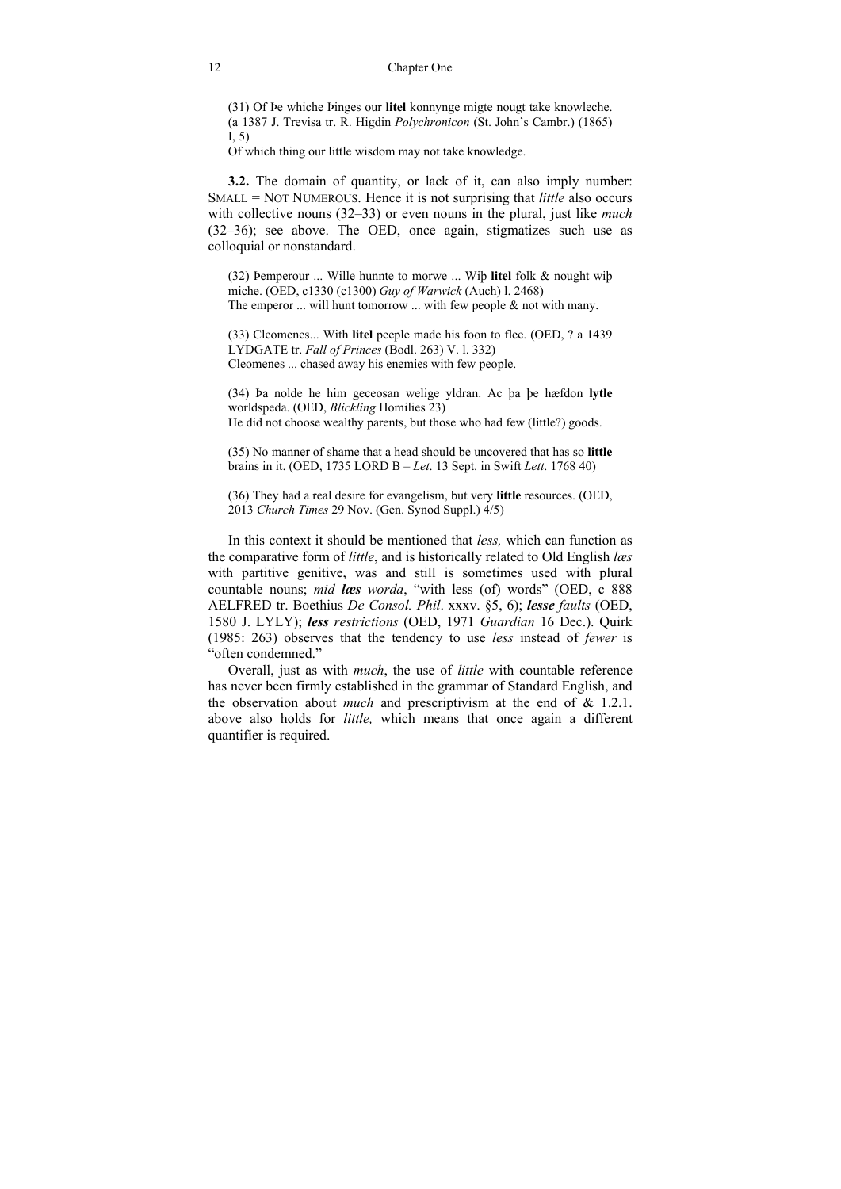(31) Of Þe whiche Þinges our **litel** konnynge migte nougt take knowleche. (a 1387 J. Trevisa tr. R. Higdin *Polychronicon* (St. John's Cambr.) (1865) I, 5)
Of which thing our little wisdom may not take knowledge.

**3.2.** The domain of quantity, or lack of it, can also imply number: SMALL = NOT NUMEROUS. Hence it is not surprising that *little* also occurs with collective nouns (32–33) or even nouns in the plural, just like *much* (32–36); see above. The OED, once again, stigmatizes such use as colloquial or nonstandard.

(32) Þemperour ... Wille hunnte to morwe ... Wiþ **litel** folk & nought wiþ miche. (OED, c1330 (c1300) *Guy of Warwick* (Auch) l. 2468)
The emperor ... will hunt tomorrow ... with few people & not with many.

(33) Cleomenes... With **litel** peeple made his foon to flee. (OED, ? a 1439 LYDGATE tr. *Fall of Princes* (Bodl. 263) V. l. 332)
Cleomenes ... chased away his enemies with few people.

(34) Þa nolde he him geceosan welige yldran. Ac þa þe hæfdon **lytle** worldspeda. (OED, *Blickling* Homilies 23)
He did not choose wealthy parents, but those who had few (little?) goods.

(35) No manner of shame that a head should be uncovered that has so **little** brains in it. (OED, 1735 LORD B – *Let.* 13 Sept. in Swift *Lett*. 1768 40)

(36) They had a real desire for evangelism, but very **little** resources. (OED, 2013 *Church Times* 29 Nov. (Gen. Synod Suppl.) 4/5)

In this context it should be mentioned that *less,* which can function as the comparative form of *little*, and is historically related to Old English *læs* with partitive genitive, was and still is sometimes used with plural countable nouns; *mid **læs** worda*, "with less (of) words" (OED, c 888 AELFRED tr. Boethius *De Consol. Phil*. xxxv. §5, 6); ***lesse** faults* (OED, 1580 J. LYLY); ***less** restrictions* (OED, 1971 *Guardian* 16 Dec.). Quirk (1985: 263) observes that the tendency to use *less* instead of *fewer* is "often condemned."

Overall, just as with *much*, the use of *little* with countable reference has never been firmly established in the grammar of Standard English, and the observation about *much* and prescriptivism at the end of & 1.2.1. above also holds for *little,* which means that once again a different quantifier is required.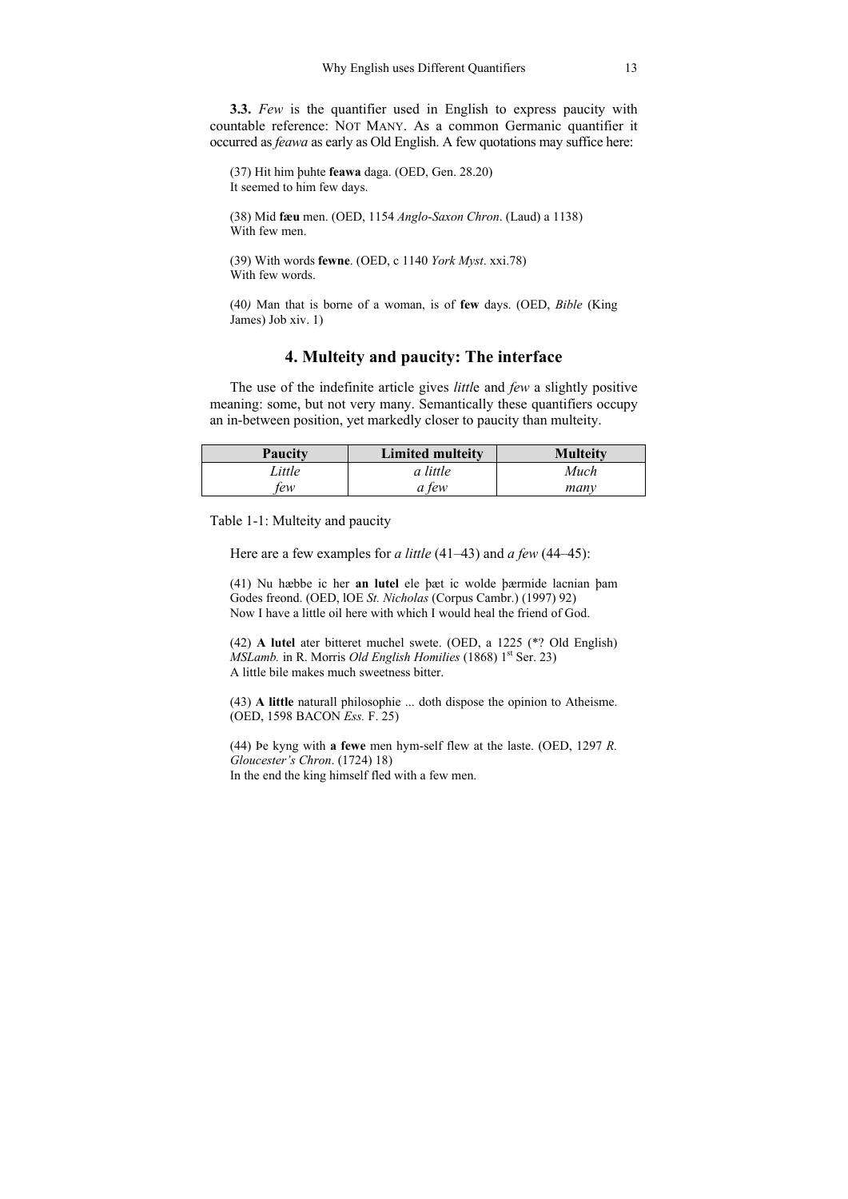**3.3.** *Few* is the quantifier used in English to express paucity with countable reference: NOT MANY. As a common Germanic quantifier it occurred as *feawa* as early as Old English. A few quotations may suffice here:

(37) Hit him þuhte **feawa** daga. (OED, Gen. 28.20)
It seemed to him few days.

(38) Mid **fæu** men. (OED, 1154 *Anglo-Saxon Chron*. (Laud) a 1138)
With few men.

(39) With words **fewne**. (OED, c 1140 *York Myst*. xxi.78)
With few words.

(40) Man that is borne of a woman, is of **few** days. (OED, *Bible* (King James) Job xiv. 1)

## 4. Multeity and paucity: The interface

The use of the indefinite article gives *littl*e and *few* a slightly positive meaning: some, but not very many. Semantically these quantifiers occupy an in-between position, yet markedly closer to paucity than multeity.

| Paucity | Limited multeity | Multeity |
|---|---|---|
| *Little* | *a little* | *Much* |
| *few* | *a few* | *many* |

Table 1-1: Multeity and paucity

Here are a few examples for *a little* (41–43) and *a few* (44–45):

(41) Nu hæbbe ic her **an lutel** ele þæt ic wolde þærmide lacnian þam Godes freond. (OED, lOE *St. Nicholas* (Corpus Cambr.) (1997) 92)
Now I have a little oil here with which I would heal the friend of God.

(42) **A lutel** ater bitteret muchel swete. (OED, a 1225 (*? Old English) *MSLamb.* in R. Morris *Old English Homilies* (1868) 1st Ser. 23)
A little bile makes much sweetness bitter.

(43) **A little** naturall philosophie ... doth dispose the opinion to Atheisme. (OED, 1598 BACON *Ess.* F. 25)

(44) Þe kyng with **a fewe** men hym-self flew at the laste. (OED, 1297 *R. Gloucester's Chron*. (1724) 18)
In the end the king himself fled with a few men.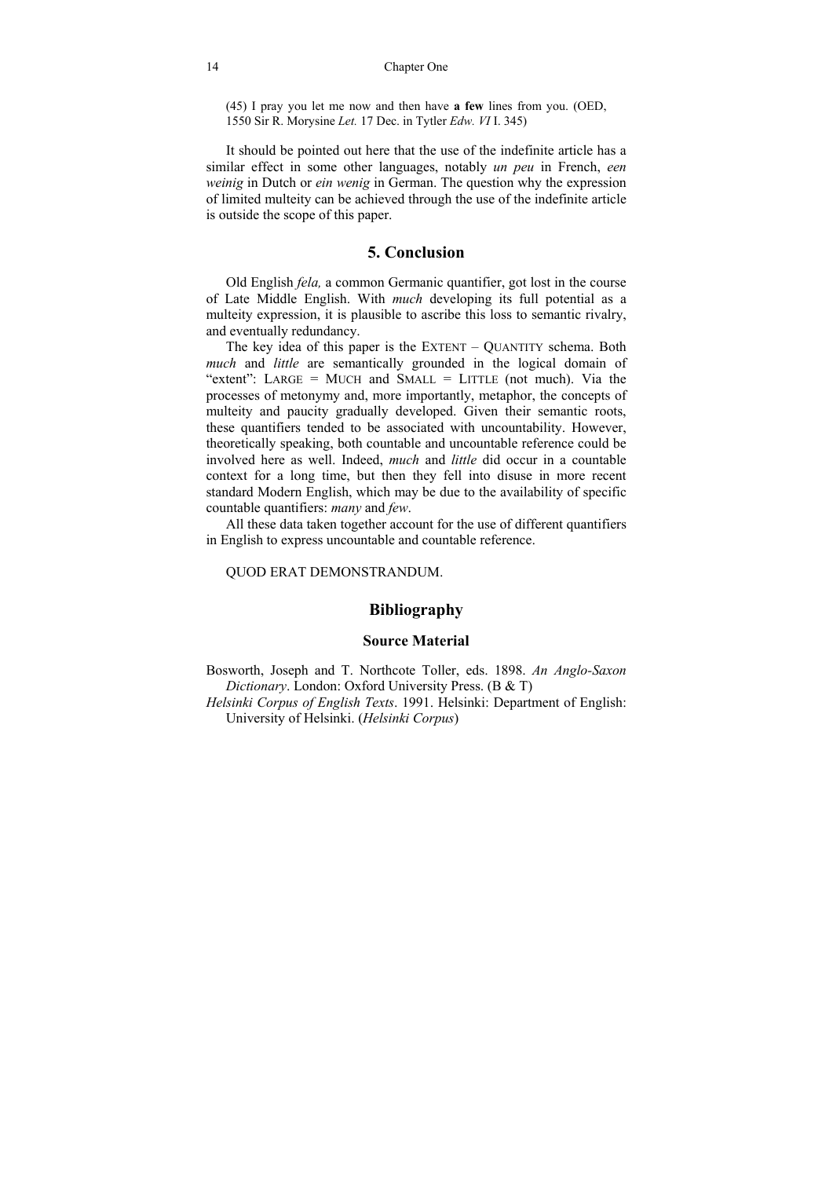(45) I pray you let me now and then have **a few** lines from you. (OED, 1550 Sir R. Morysine *Let.* 17 Dec. in Tytler *Edw. VI* I. 345)

It should be pointed out here that the use of the indefinite article has a similar effect in some other languages, notably *un peu* in French, *een weinig* in Dutch or *ein wenig* in German. The question why the expression of limited multeity can be achieved through the use of the indefinite article is outside the scope of this paper.

## 5. Conclusion

Old English *fela,* a common Germanic quantifier, got lost in the course of Late Middle English. With *much* developing its full potential as a multeity expression, it is plausible to ascribe this loss to semantic rivalry, and eventually redundancy.

The key idea of this paper is the EXTENT – QUANTITY schema. Both *much* and *little* are semantically grounded in the logical domain of "extent": LARGE = MUCH and SMALL = LITTLE (not much). Via the processes of metonymy and, more importantly, metaphor, the concepts of multeity and paucity gradually developed. Given their semantic roots, these quantifiers tended to be associated with uncountability. However, theoretically speaking, both countable and uncountable reference could be involved here as well. Indeed, *much* and *little* did occur in a countable context for a long time, but then they fell into disuse in more recent standard Modern English, which may be due to the availability of specific countable quantifiers: *many* and *few*.

All these data taken together account for the use of different quantifiers in English to express uncountable and countable reference.

QUOD ERAT DEMONSTRANDUM.

## Bibliography

### Source Material

Bosworth, Joseph and T. Northcote Toller, eds. 1898. *An Anglo-Saxon Dictionary*. London: Oxford University Press. (B & T)

*Helsinki Corpus of English Texts*. 1991. Helsinki: Department of English: University of Helsinki. (*Helsinki Corpus*)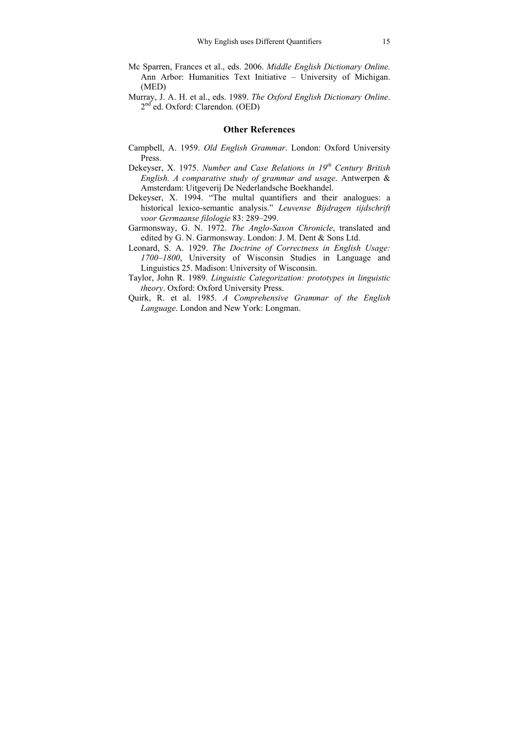Mc Sparren, Frances et al., eds. 2006. *Middle English Dictionary Online.* Ann Arbor: Humanities Text Initiative – University of Michigan. (MED)

Murray, J. A. H. et al., eds. 1989. *The Oxford English Dictionary Online*. 2nd ed. Oxford: Clarendon. (OED)

## Other References

Campbell, A. 1959. *Old English Grammar*. London: Oxford University Press.

Dekeyser, X. 1975. *Number and Case Relations in 19th Century British English. A comparative study of grammar and usage*. Antwerpen & Amsterdam: Uitgeverij De Nederlandsche Boekhandel.

Dekeyser, X. 1994. "The multal quantifiers and their analogues: a historical lexico-semantic analysis." *Leuvense Bijdragen tijdschrift voor Germaanse filologie* 83: 289–299.

Garmonsway, G. N. 1972. *The Anglo-Saxon Chronicle*, translated and edited by G. N. Garmonsway. London: J. M. Dent & Sons Ltd.

Leonard, S. A. 1929. *The Doctrine of Correctness in English Usage: 1700–1800*, University of Wisconsin Studies in Language and Linguistics 25. Madison: University of Wisconsin.

Taylor, John R. 1989. *Linguistic Categorization: prototypes in linguistic theory*. Oxford: Oxford University Press.

Quirk, R. et al. 1985. *A Comprehensive Grammar of the English Language*. London and New York: Longman.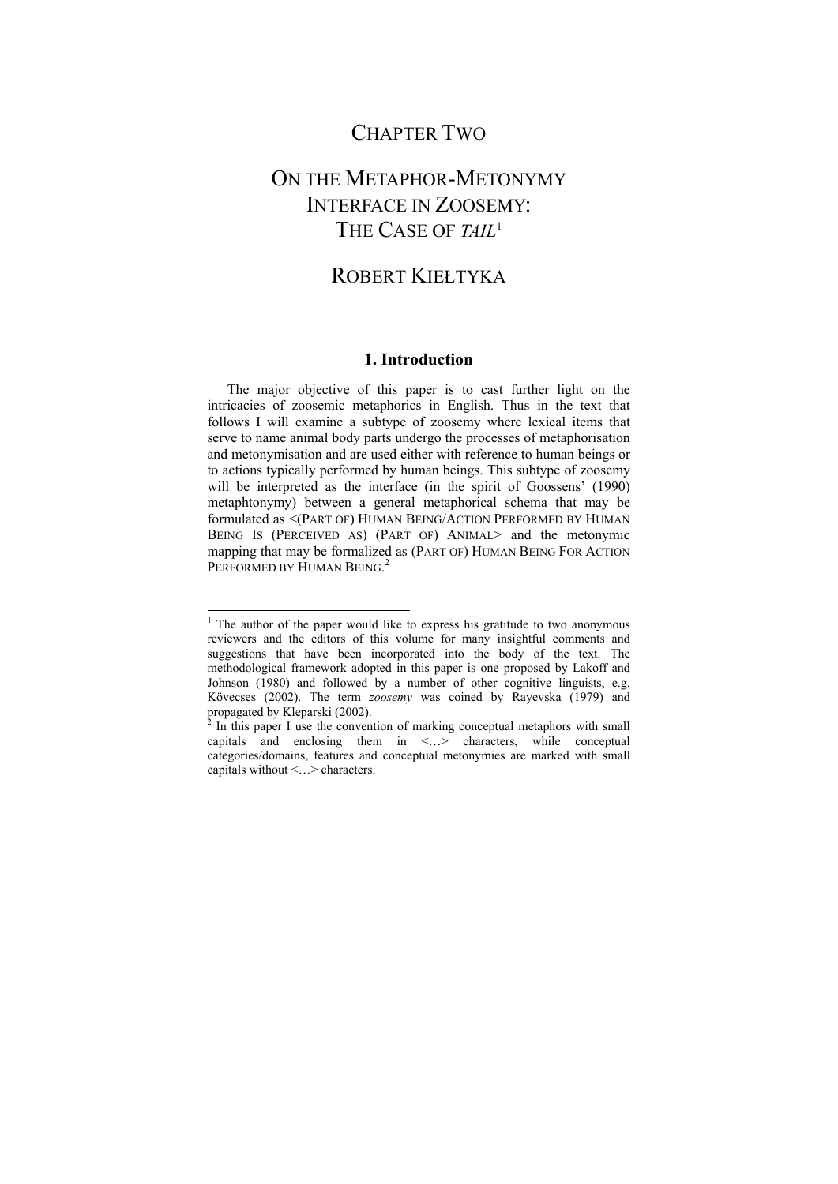# CHAPTER TWO

# ON THE METAPHOR-METONYMY INTERFACE IN ZOOSEMY: THE CASE OF *TAIL*[1]

## ROBERT KIEŁTYKA

### 1. Introduction

The major objective of this paper is to cast further light on the intricacies of zoosemic metaphorics in English. Thus in the text that follows I will examine a subtype of zoosemy where lexical items that serve to name animal body parts undergo the processes of metaphorisation and metonymisation and are used either with reference to human beings or to actions typically performed by human beings. This subtype of zoosemy will be interpreted as the interface (in the spirit of Goossens' (1990) metaphtonymy) between a general metaphorical schema that may be formulated as <(PART OF) HUMAN BEING/ACTION PERFORMED BY HUMAN BEING IS (PERCEIVED AS) (PART OF) ANIMAL> and the metonymic mapping that may be formalized as (PART OF) HUMAN BEING FOR ACTION PERFORMED BY HUMAN BEING.[2]

---

[1] The author of the paper would like to express his gratitude to two anonymous reviewers and the editors of this volume for many insightful comments and suggestions that have been incorporated into the body of the text. The methodological framework adopted in this paper is one proposed by Lakoff and Johnson (1980) and followed by a number of other cognitive linguists, e.g. Kövecses (2002). The term *zoosemy* was coined by Rayevska (1979) and propagated by Kleparski (2002).

[2] In this paper I use the convention of marking conceptual metaphors with small capitals and enclosing them in <…> characters, while conceptual categories/domains, features and conceptual metonymies are marked with small capitals without <…> characters.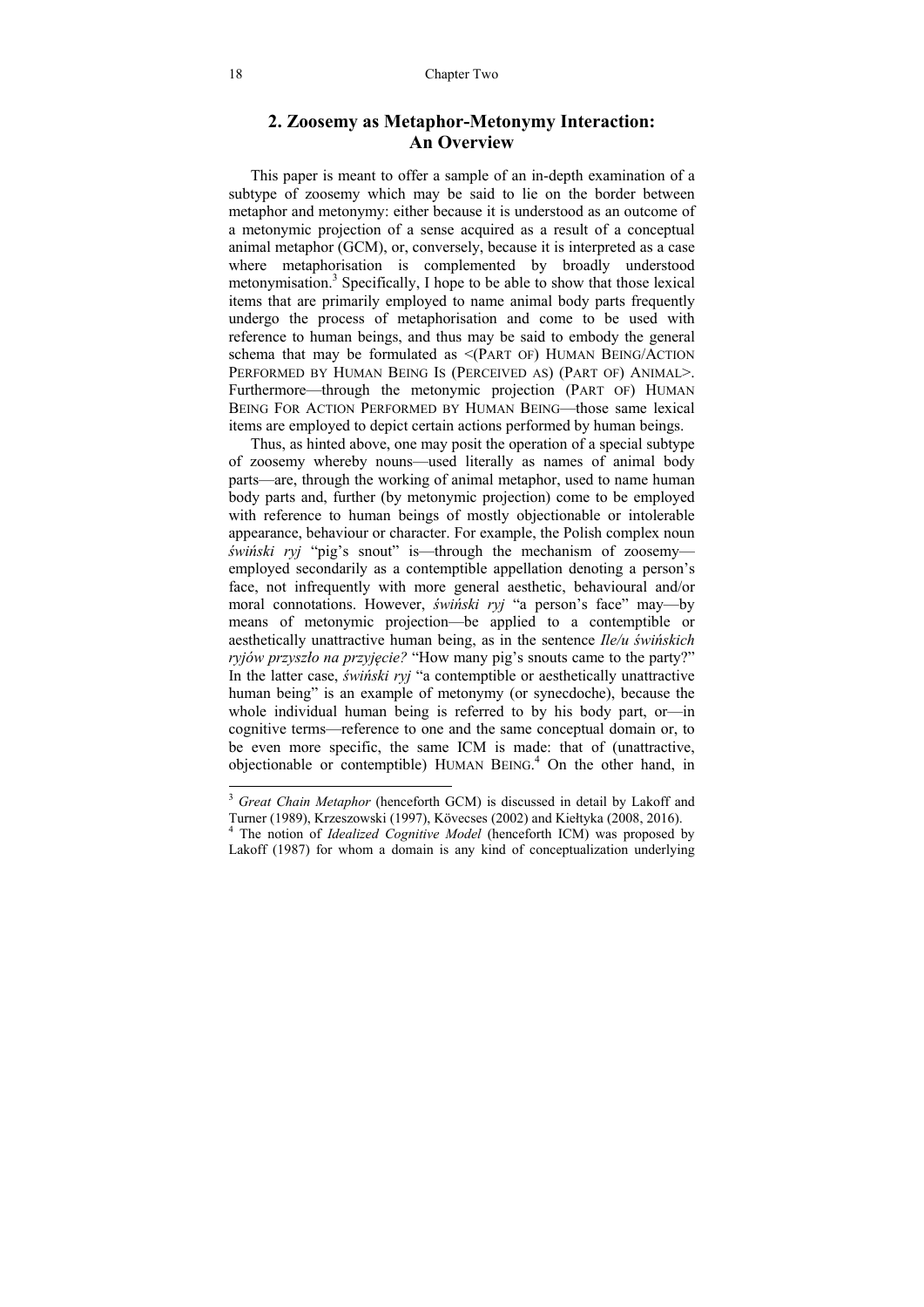## 2. Zoosemy as Metaphor-Metonymy Interaction: An Overview

This paper is meant to offer a sample of an in-depth examination of a subtype of zoosemy which may be said to lie on the border between metaphor and metonymy: either because it is understood as an outcome of a metonymic projection of a sense acquired as a result of a conceptual animal metaphor (GCM), or, conversely, because it is interpreted as a case where metaphorisation is complemented by broadly understood metonymisation.[3] Specifically, I hope to be able to show that those lexical items that are primarily employed to name animal body parts frequently undergo the process of metaphorisation and come to be used with reference to human beings, and thus may be said to embody the general schema that may be formulated as <(PART OF) HUMAN BEING/ACTION PERFORMED BY HUMAN BEING IS (PERCEIVED AS) (PART OF) ANIMAL>. Furthermore—through the metonymic projection (PART OF) HUMAN BEING FOR ACTION PERFORMED BY HUMAN BEING—those same lexical items are employed to depict certain actions performed by human beings.

Thus, as hinted above, one may posit the operation of a special subtype of zoosemy whereby nouns—used literally as names of animal body parts—are, through the working of animal metaphor, used to name human body parts and, further (by metonymic projection) come to be employed with reference to human beings of mostly objectionable or intolerable appearance, behaviour or character. For example, the Polish complex noun *świński ryj* "pig's snout" is—through the mechanism of zoosemy—employed secondarily as a contemptible appellation denoting a person's face, not infrequently with more general aesthetic, behavioural and/or moral connotations. However, *świński ryj* "a person's face" may—by means of metonymic projection—be applied to a contemptible or aesthetically unattractive human being, as in the sentence *Ile/u świńskich ryjów przyszło na przyjęcie?* "How many pig's snouts came to the party?" In the latter case, *świński ryj* "a contemptible or aesthetically unattractive human being" is an example of metonymy (or synecdoche), because the whole individual human being is referred to by his body part, or—in cognitive terms—reference to one and the same conceptual domain or, to be even more specific, the same ICM is made: that of (unattractive, objectionable or contemptible) HUMAN BEING.[4] On the other hand, in

---

[3] *Great Chain Metaphor* (henceforth GCM) is discussed in detail by Lakoff and Turner (1989), Krzeszowski (1997), Kövecses (2002) and Kiełtyka (2008, 2016).

[4] The notion of *Idealized Cognitive Model* (henceforth ICM) was proposed by Lakoff (1987) for whom a domain is any kind of conceptualization underlying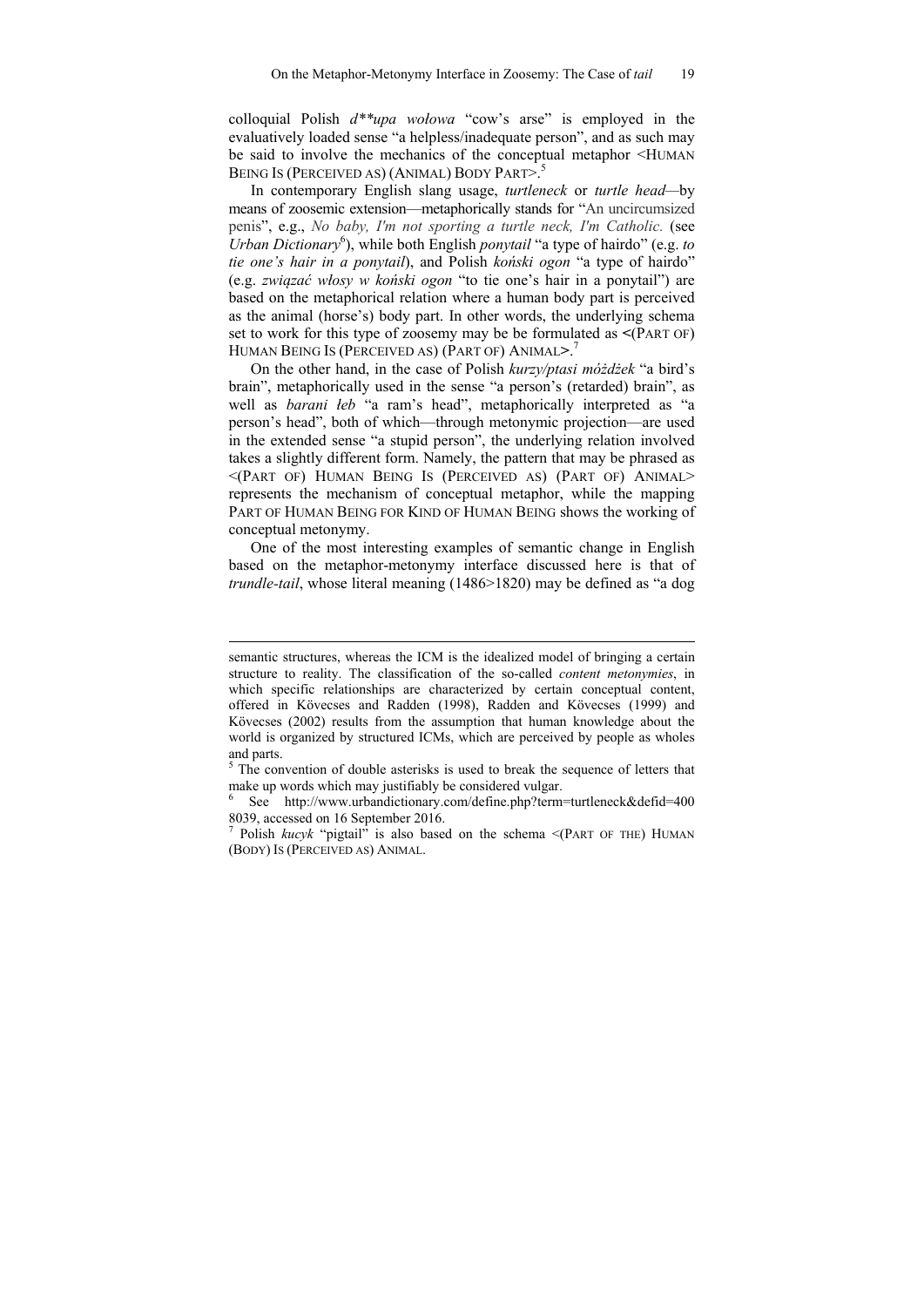colloquial Polish *d**upa wołowa* "cow's arse" is employed in the evaluatively loaded sense "a helpless/inadequate person", and as such may be said to involve the mechanics of the conceptual metaphor <HUMAN BEING IS (PERCEIVED AS) (ANIMAL) BODY PART>.[5]

In contemporary English slang usage, *turtleneck* or *turtle head*—by means of zoosemic extension—metaphorically stands for "An uncircumsized penis", e.g., *No baby, I'm not sporting a turtle neck, I'm Catholic.* (see *Urban Dictionary*[6]), while both English *ponytail* "a type of hairdo" (e.g. *to tie one's hair in a ponytail*), and Polish *koński ogon* "a type of hairdo" (e.g. *związać włosy w koński ogon* "to tie one's hair in a ponytail") are based on the metaphorical relation where a human body part is perceived as the animal (horse's) body part. In other words, the underlying schema set to work for this type of zoosemy may be be formulated as <(PART OF) HUMAN BEING IS (PERCEIVED AS) (PART OF) ANIMAL>.[7]

On the other hand, in the case of Polish *kurzy/ptasi móżdżek* "a bird's brain", metaphorically used in the sense "a person's (retarded) brain", as well as *barani łeb* "a ram's head", metaphorically interpreted as "a person's head", both of which—through metonymic projection—are used in the extended sense "a stupid person", the underlying relation involved takes a slightly different form. Namely, the pattern that may be phrased as <(PART OF) HUMAN BEING IS (PERCEIVED AS) (PART OF) ANIMAL> represents the mechanism of conceptual metaphor, while the mapping PART OF HUMAN BEING FOR KIND OF HUMAN BEING shows the working of conceptual metonymy.

One of the most interesting examples of semantic change in English based on the metaphor-metonymy interface discussed here is that of *trundle-tail*, whose literal meaning (1486>1820) may be defined as "a dog

---

semantic structures, whereas the ICM is the idealized model of bringing a certain structure to reality. The classification of the so-called *content metonymies*, in which specific relationships are characterized by certain conceptual content, offered in Kövecses and Radden (1998), Radden and Kövecses (1999) and Kövecses (2002) results from the assumption that human knowledge about the world is organized by structured ICMs, which are perceived by people as wholes and parts.

[5] The convention of double asterisks is used to break the sequence of letters that make up words which may justifiably be considered vulgar.

[6] See http://www.urbandictionary.com/define.php?term=turtleneck&defid=4008039, accessed on 16 September 2016.

[7] Polish *kucyk* "pigtail" is also based on the schema <(PART OF THE) HUMAN (BODY) IS (PERCEIVED AS) ANIMAL.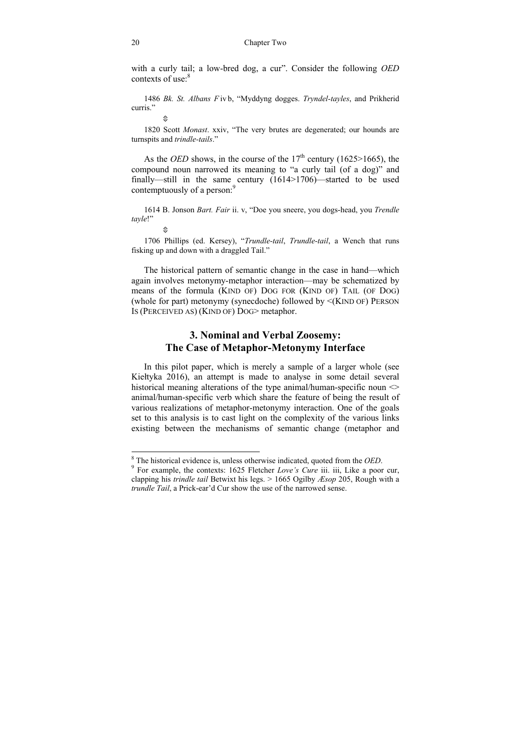with a curly tail; a low-bred dog, a cur". Consider the following *OED* contexts of use:[8]

1486 *Bk. St. Albans F* iv b, "Myddyng dogges. *Tryndel-tayles*, and Prikherid curris."

⇳

1820 Scott *Monast*. xxiv, "The very brutes are degenerated; our hounds are turnspits and *trindle-tails*."

As the *OED* shows, in the course of the 17th century (1625>1665), the compound noun narrowed its meaning to "a curly tail (of a dog)" and finally—still in the same century (1614>1706)—started to be used contemptuously of a person:[9]

1614 B. Jonson *Bart. Fair* ii. v, "Doe you sneere, you dogs-head, you *Trendle tayle*!"

⇳

1706 Phillips (ed. Kersey), "*Trundle-tail*, *Trundle-tail*, a Wench that runs fisking up and down with a draggled Tail."

The historical pattern of semantic change in the case in hand—which again involves metonymy-metaphor interaction—may be schematized by means of the formula (KIND OF) DOG FOR (KIND OF) TAIL (OF DOG) (whole for part) metonymy (synecdoche) followed by <(KIND OF) PERSON IS (PERCEIVED AS) (KIND OF) DOG> metaphor.

## 3. Nominal and Verbal Zoosemy: The Case of Metaphor-Metonymy Interface

In this pilot paper, which is merely a sample of a larger whole (see Kiełtyka 2016), an attempt is made to analyse in some detail several historical meaning alterations of the type animal/human-specific noun <> animal/human-specific verb which share the feature of being the result of various realizations of metaphor-metonymy interaction. One of the goals set to this analysis is to cast light on the complexity of the various links existing between the mechanisms of semantic change (metaphor and

---

[8] The historical evidence is, unless otherwise indicated, quoted from the *OED*.

[9] For example, the contexts: 1625 Fletcher *Love's Cure* iii. iii, Like a poor cur, clapping his *trindle tail* Betwixt his legs. > 1665 Ogilby *Æsop* 205, Rough with a *trundle Tail*, a Prick-ear'd Cur show the use of the narrowed sense.